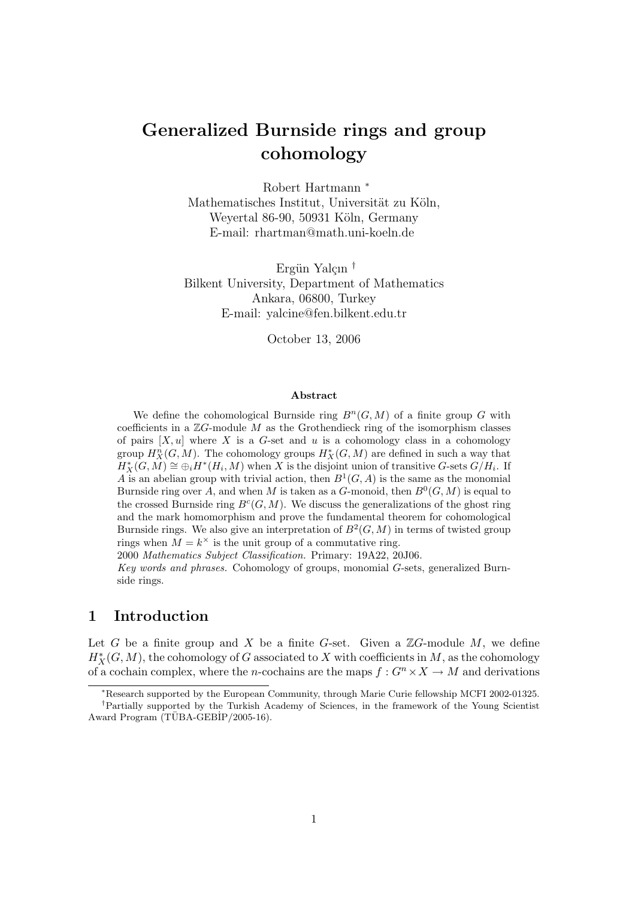# Generalized Burnside rings and group cohomology

Robert Hartmann [*]
Mathematisches Institut, Universität zu Köln,
Weyertal 86-90, 50931 Köln, Germany
E-mail: rhartman@math.uni-koeln.de

Ergün Yalçın [†]
Bilkent University, Department of Mathematics
Ankara, 06800, Turkey
E-mail: yalcine@fen.bilkent.edu.tr

October 13, 2006

### Abstract

We define the cohomological Burnside ring $B^n(G, M)$ of a finite group $G$ with coefficients in a $\mathbb{Z}G$-module $M$ as the Grothendieck ring of the isomorphism classes of pairs $[X, u]$ where $X$ is a $G$-set and $u$ is a cohomology class in a cohomology group $H^n_X(G, M)$. The cohomology groups $H^*_X(G, M)$ are defined in such a way that $H^*_X(G, M) \cong \oplus_i H^*(H_i, M)$ when $X$ is the disjoint union of transitive $G$-sets $G/H_i$. If $A$ is an abelian group with trivial action, then $B^1(G, A)$ is the same as the monomial Burnside ring over $A$, and when $M$ is taken as a $G$-monoid, then $B^0(G, M)$ is equal to the crossed Burnside ring $B^c(G, M)$. We discuss the generalizations of the ghost ring and the mark homomorphism and prove the fundamental theorem for cohomological Burnside rings. We also give an interpretation of $B^2(G, M)$ in terms of twisted group rings when $M = k^\times$ is the unit group of a commutative ring.

2000 *Mathematics Subject Classification.* Primary: 19A22, 20J06.

*Key words and phrases.* Cohomology of groups, monomial $G$-sets, generalized Burnside rings.

## 1 Introduction

Let $G$ be a finite group and $X$ be a finite $G$-set. Given a $\mathbb{Z}G$-module $M$, we define $H^*_X(G, M)$, the cohomology of $G$ associated to $X$ with coefficients in $M$, as the cohomology of a cochain complex, where the $n$-cochains are the maps $f : G^n \times X \to M$ and derivations

---

[*] Research supported by the European Community, through Marie Curie fellowship MCFI 2002-01325.

[†] Partially supported by the Turkish Academy of Sciences, in the framework of the Young Scientist Award Program (TÜBA-GEBİP/2005-16).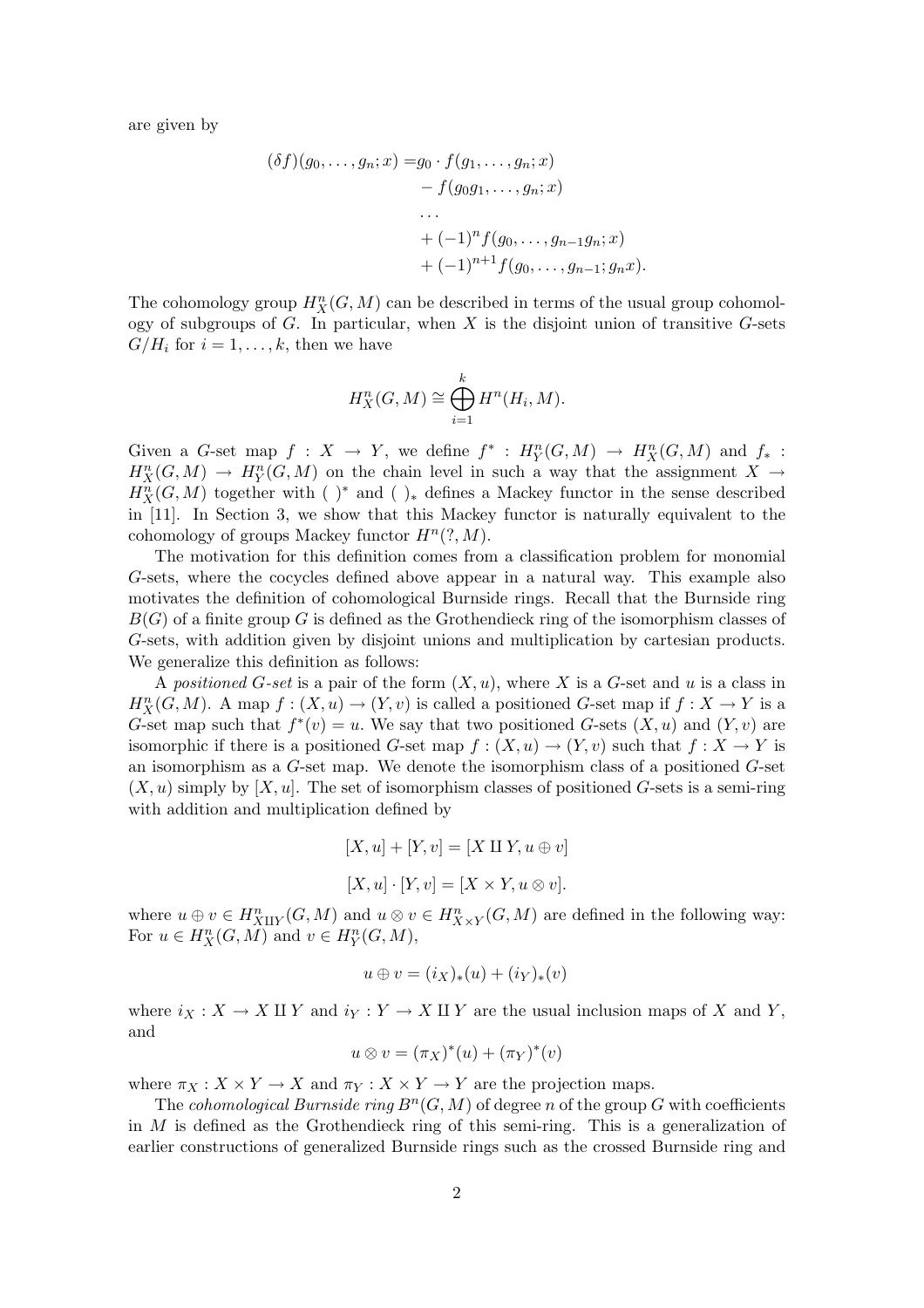are given by

$$
\begin{aligned}
(\delta f)(g_0, \dots, g_n; x) = & g_0 \cdot f(g_1, \dots, g_n; x) \\
& - f(g_0 g_1, \dots, g_n; x) \\
& \dots \\
& + (-1)^n f(g_0, \dots, g_{n-1} g_n; x) \\
& + (-1)^{n+1} f(g_0, \dots, g_{n-1}; g_n x).
\end{aligned}
$$

The cohomology group $H^n_X(G, M)$ can be described in terms of the usual group cohomology of subgroups of $G$. In particular, when $X$ is the disjoint union of transitive $G$-sets $G/H_i$ for $i = 1, \dots, k$, then we have

$$
H^n_X(G, M) \cong \bigoplus_{i=1}^{k} H^n(H_i, M).
$$

Given a $G$-set map $f : X \to Y$, we define $f^* : H^n_Y(G, M) \to H^n_X(G, M)$ and $f_* : H^n_X(G, M) \to H^n_Y(G, M)$ on the chain level in such a way that the assignment $X \to H^n_X(G, M)$ together with $( \ )^*$ and $( \ )_*$ defines a Mackey functor in the sense described in [11]. In Section 3, we show that this Mackey functor is naturally equivalent to the cohomology of groups Mackey functor $H^n(?, M)$.

The motivation for this definition comes from a classification problem for monomial $G$-sets, where the cocycles defined above appear in a natural way. This example also motivates the definition of cohomological Burnside rings. Recall that the Burnside ring $B(G)$ of a finite group $G$ is defined as the Grothendieck ring of the isomorphism classes of $G$-sets, with addition given by disjoint unions and multiplication by cartesian products. We generalize this definition as follows:

A *positioned G-set* is a pair of the form $(X, u)$, where $X$ is a $G$-set and $u$ is a class in $H^n_X(G, M)$. A map $f : (X, u) \to (Y, v)$ is called a positioned $G$-set map if $f : X \to Y$ is a $G$-set map such that $f^*(v) = u$. We say that two positioned $G$-sets $(X, u)$ and $(Y, v)$ are isomorphic if there is a positioned $G$-set map $f : (X, u) \to (Y, v)$ such that $f : X \to Y$ is an isomorphism as a $G$-set map. We denote the isomorphism class of a positioned $G$-set $(X, u)$ simply by $[X, u]$. The set of isomorphism classes of positioned $G$-sets is a semi-ring with addition and multiplication defined by

$$
[X, u] + [Y, v] = [X \amalg Y, u \oplus v]
$$

$$
[X, u] \cdot [Y, v] = [X \times Y, u \otimes v].
$$

where $u \oplus v \in H^n_{X \amalg Y}(G, M)$ and $u \otimes v \in H^n_{X \times Y}(G, M)$ are defined in the following way: For $u \in H^n_X(G, M)$ and $v \in H^n_Y(G, M)$,

$$
u \oplus v = (i_X)_*(u) + (i_Y)_*(v)
$$

where $i_X : X \to X \amalg Y$ and $i_Y : Y \to X \amalg Y$ are the usual inclusion maps of $X$ and $Y$, and

$$
u \otimes v = (\pi_X)^*(u) + (\pi_Y)^*(v)
$$

where $\pi_X : X \times Y \to X$ and $\pi_Y : X \times Y \to Y$ are the projection maps.

The *cohomological Burnside ring* $B^n(G, M)$ of degree $n$ of the group $G$ with coefficients in $M$ is defined as the Grothendieck ring of this semi-ring. This is a generalization of earlier constructions of generalized Burnside rings such as the crossed Burnside ring and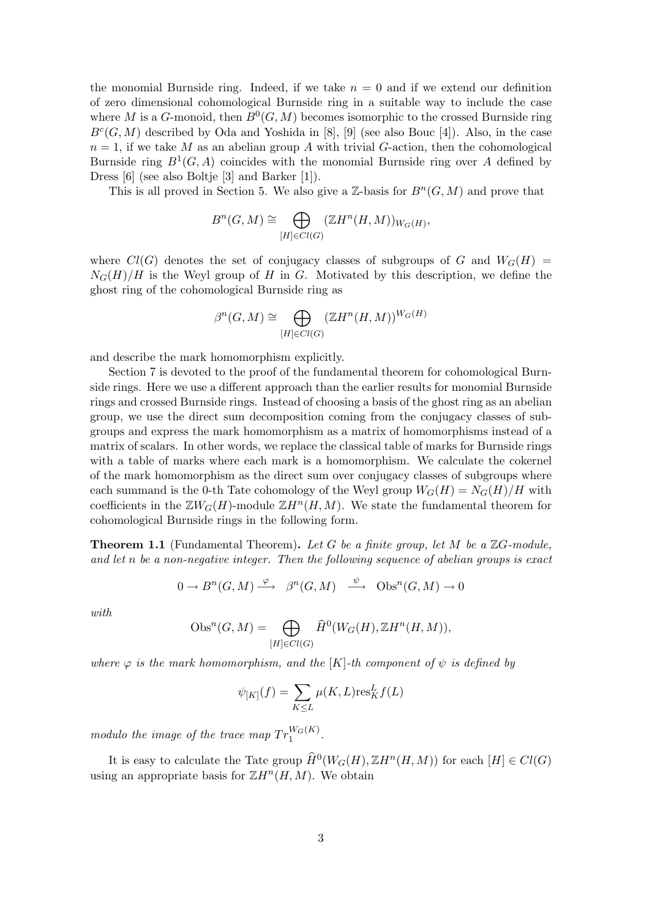the monomial Burnside ring. Indeed, if we take $n = 0$ and if we extend our definition of zero dimensional cohomological Burnside ring in a suitable way to include the case where $M$ is a $G$-monoid, then $B^0(G, M)$ becomes isomorphic to the crossed Burnside ring $B^c(G, M)$ described by Oda and Yoshida in [8], [9] (see also Bouc [4]). Also, in the case $n = 1$, if we take $M$ as an abelian group $A$ with trivial $G$-action, then the cohomological Burnside ring $B^1(G, A)$ coincides with the monomial Burnside ring over $A$ defined by Dress [6] (see also Boltje [3] and Barker [1]).

This is all proved in Section 5. We also give a $\mathbb{Z}$-basis for $B^n(G, M)$ and prove that

$$B^n(G, M) \cong \bigoplus_{[H] \in Cl(G)} (\mathbb{Z}H^n(H, M))_{W_G(H)},$$

where $Cl(G)$ denotes the set of conjugacy classes of subgroups of $G$ and $W_G(H) = N_G(H)/H$ is the Weyl group of $H$ in $G$. Motivated by this description, we define the ghost ring of the cohomological Burnside ring as

$$\beta^n(G, M) \cong \bigoplus_{[H] \in Cl(G)} (\mathbb{Z}H^n(H, M))^{W_G(H)}$$

and describe the mark homomorphism explicitly.

Section 7 is devoted to the proof of the fundamental theorem for cohomological Burnside rings. Here we use a different approach than the earlier results for monomial Burnside rings and crossed Burnside rings. Instead of choosing a basis of the ghost ring as an abelian group, we use the direct sum decomposition coming from the conjugacy classes of subgroups and express the mark homomorphism as a matrix of homomorphisms instead of a matrix of scalars. In other words, we replace the classical table of marks for Burnside rings with a table of marks where each mark is a homomorphism. We calculate the cokernel of the mark homomorphism as the direct sum over conjugacy classes of subgroups where each summand is the 0-th Tate cohomology of the Weyl group $W_G(H) = N_G(H)/H$ with coefficients in the $\mathbb{Z}W_G(H)$-module $\mathbb{Z}H^n(H, M)$. We state the fundamental theorem for cohomological Burnside rings in the following form.

**Theorem 1.1** (Fundamental Theorem)**.** *Let $G$ be a finite group, let $M$ be a $\mathbb{Z}G$-module, and let $n$ be a non-negative integer. Then the following sequence of abelian groups is exact*

$$0 \to B^n(G, M) \xrightarrow{\ \varphi\ } \beta^n(G, M) \xrightarrow{\ \psi\ } \mathrm{Obs}^n(G, M) \to 0$$

*with*

$$\mathrm{Obs}^n(G, M) = \bigoplus_{[H] \in Cl(G)} \widehat{H}^0(W_G(H), \mathbb{Z}H^n(H, M)),$$

*where $\varphi$ is the mark homomorphism, and the $[K]$-th component of $\psi$ is defined by*

$$\psi_{[K]}(f) = \sum_{K \leq L} \mu(K, L) \mathrm{res}^L_K f(L)$$

*modulo the image of the trace map $Tr_1^{W_G(K)}$.*

It is easy to calculate the Tate group $\widehat{H}^0(W_G(H), \mathbb{Z}H^n(H, M))$ for each $[H] \in Cl(G)$ using an appropriate basis for $\mathbb{Z}H^n(H, M)$. We obtain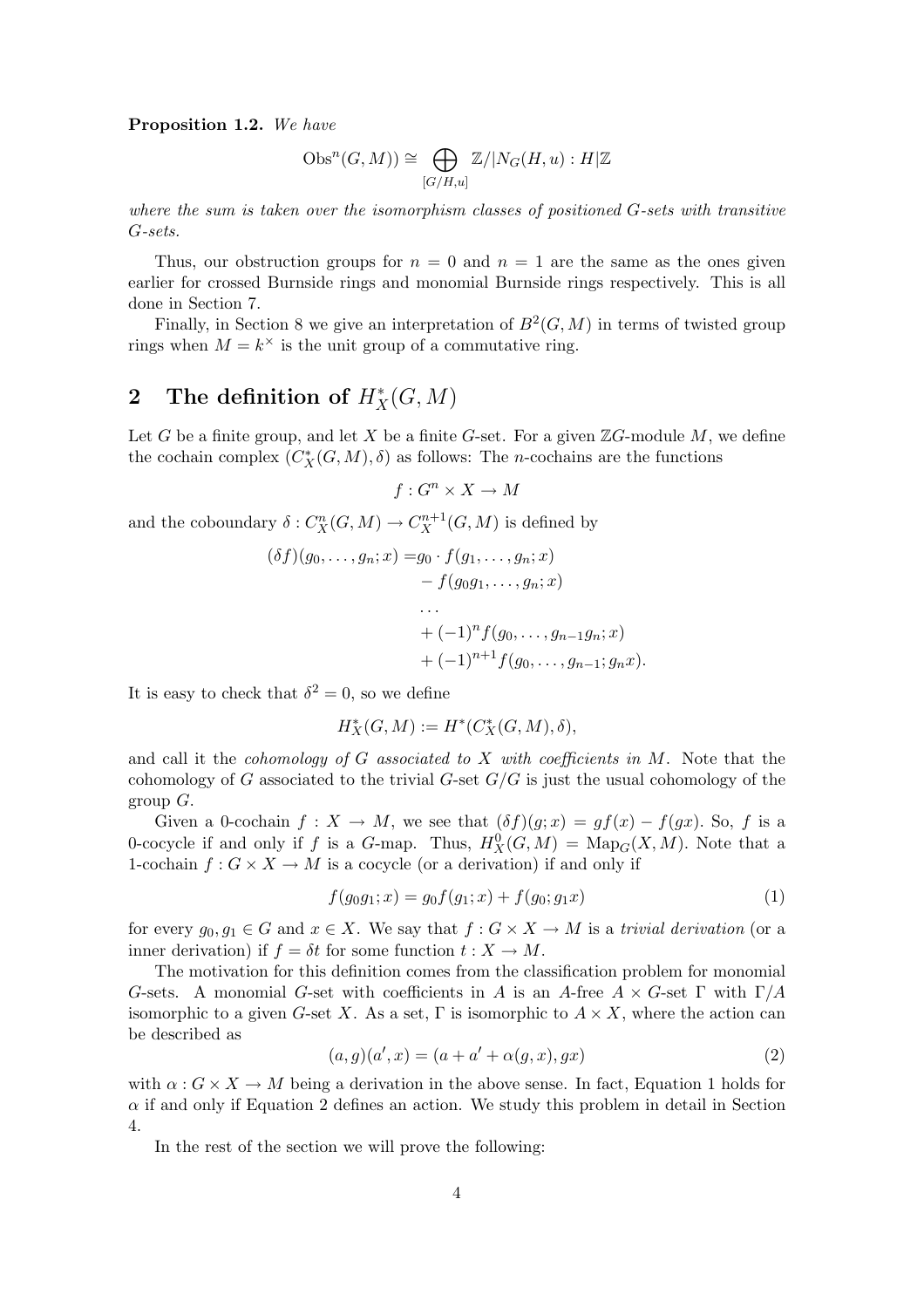**Proposition 1.2.** *We have*

$$\mathrm{Obs}^n(G, M)) \cong \bigoplus_{[G/H,u]} \mathbb{Z}/|N_G(H,u) : H|\mathbb{Z}$$

*where the sum is taken over the isomorphism classes of positioned $G$-sets with transitive $G$-sets.*

Thus, our obstruction groups for $n = 0$ and $n = 1$ are the same as the ones given earlier for crossed Burnside rings and monomial Burnside rings respectively. This is all done in Section 7.

Finally, in Section 8 we give an interpretation of $B^2(G, M)$ in terms of twisted group rings when $M = k^\times$ is the unit group of a commutative ring.

## 2 The definition of $H^*_X(G, M)$

Let $G$ be a finite group, and let $X$ be a finite $G$-set. For a given $\mathbb{Z}G$-module $M$, we define the cochain complex $(C^*_X(G, M), \delta)$ as follows: The $n$-cochains are the functions

$$f : G^n \times X \to M$$

and the coboundary $\delta : C^n_X(G, M) \to C^{n+1}_X(G, M)$ is defined by

$$\begin{aligned}
(\delta f)(g_0, \ldots, g_n; x) =& g_0 \cdot f(g_1, \ldots, g_n; x) \\
& - f(g_0 g_1, \ldots, g_n; x) \\
& \cdots \\
& + (-1)^n f(g_0, \ldots, g_{n-1} g_n; x) \\
& + (-1)^{n+1} f(g_0, \ldots, g_{n-1}; g_n x).
\end{aligned}$$

It is easy to check that $\delta^2 = 0$, so we define

$$H^*_X(G, M) := H^*(C^*_X(G, M), \delta),$$

and call it the *cohomology of $G$ associated to $X$ with coefficients in $M$*. Note that the cohomology of $G$ associated to the trivial $G$-set $G/G$ is just the usual cohomology of the group $G$.

Given a 0-cochain $f : X \to M$, we see that $(\delta f)(g; x) = gf(x) - f(gx)$. So, $f$ is a 0-cocycle if and only if $f$ is a $G$-map. Thus, $H^0_X(G, M) = \mathrm{Map}_G(X, M)$. Note that a 1-cochain $f : G \times X \to M$ is a cocycle (or a derivation) if and only if

$$f(g_0 g_1; x) = g_0 f(g_1; x) + f(g_0; g_1 x) \tag{1}$$

for every $g_0, g_1 \in G$ and $x \in X$. We say that $f : G \times X \to M$ is a *trivial derivation* (or a inner derivation) if $f = \delta t$ for some function $t : X \to M$.

The motivation for this definition comes from the classification problem for monomial $G$-sets. A monomial $G$-set with coefficients in $A$ is an $A$-free $A \times G$-set $\Gamma$ with $\Gamma/A$ isomorphic to a given $G$-set $X$. As a set, $\Gamma$ is isomorphic to $A \times X$, where the action can be described as

$$(a, g)(a', x) = (a + a' + \alpha(g, x), gx) \tag{2}$$

with $\alpha : G \times X \to M$ being a derivation in the above sense. In fact, Equation 1 holds for $\alpha$ if and only if Equation 2 defines an action. We study this problem in detail in Section 4.

In the rest of the section we will prove the following: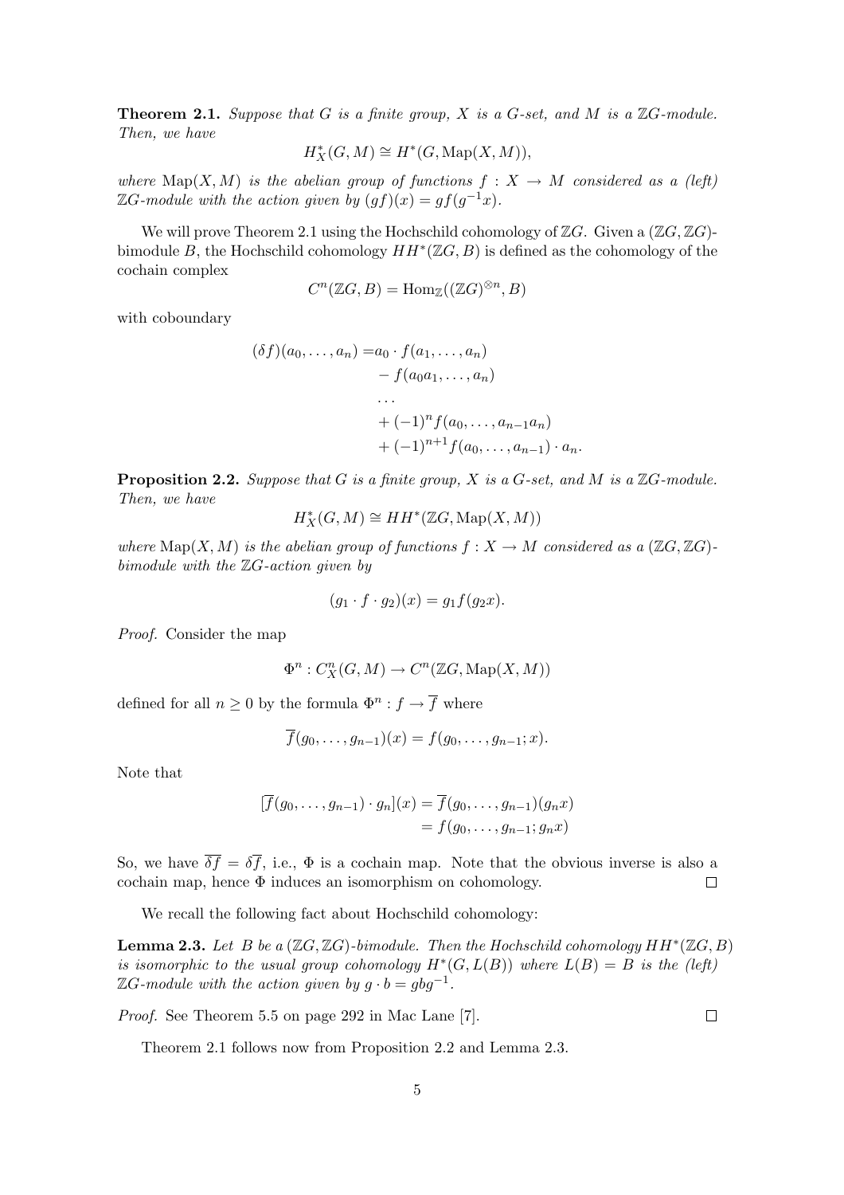**Theorem 2.1.** *Suppose that $G$ is a finite group, $X$ is a $G$-set, and $M$ is a $\mathbb{Z}G$-module. Then, we have*

$$H_X^*(G, M) \cong H^*(G, \mathrm{Map}(X, M)),$$

*where $\mathrm{Map}(X, M)$ is the abelian group of functions $f : X \to M$ considered as a (left) $\mathbb{Z}G$-module with the action given by $(gf)(x) = gf(g^{-1}x)$.*

We will prove Theorem 2.1 using the Hochschild cohomology of $\mathbb{Z}G$. Given a $(\mathbb{Z}G, \mathbb{Z}G)$-bimodule $B$, the Hochschild cohomology $HH^*(\mathbb{Z}G, B)$ is defined as the cohomology of the cochain complex

$$C^n(\mathbb{Z}G, B) = \mathrm{Hom}_{\mathbb{Z}}((\mathbb{Z}G)^{\otimes n}, B)$$

with coboundary

$$\begin{aligned}
(\delta f)(a_0, \dots, a_n) =& a_0 \cdot f(a_1, \dots, a_n) \\
&- f(a_0 a_1, \dots, a_n) \\
&\dots \\
&+ (-1)^n f(a_0, \dots, a_{n-1} a_n) \\
&+ (-1)^{n+1} f(a_0, \dots, a_{n-1}) \cdot a_n.
\end{aligned}$$

**Proposition 2.2.** *Suppose that $G$ is a finite group, $X$ is a $G$-set, and $M$ is a $\mathbb{Z}G$-module. Then, we have*

$$H_X^*(G, M) \cong HH^*(\mathbb{Z}G, \mathrm{Map}(X, M))$$

*where $\mathrm{Map}(X, M)$ is the abelian group of functions $f : X \to M$ considered as a $(\mathbb{Z}G, \mathbb{Z}G)$-bimodule with the $\mathbb{Z}G$-action given by*

$$(g_1 \cdot f \cdot g_2)(x) = g_1 f(g_2 x).$$

*Proof.* Consider the map

$$\Phi^n : C_X^n(G, M) \to C^n(\mathbb{Z}G, \mathrm{Map}(X, M))$$

defined for all $n \geq 0$ by the formula $\Phi^n : f \to \overline{f}$ where

$$\overline{f}(g_0, \dots, g_{n-1})(x) = f(g_0, \dots, g_{n-1}; x).$$

Note that

$$\begin{aligned}
[\overline{f}(g_0, \dots, g_{n-1}) \cdot g_n](x) &= \overline{f}(g_0, \dots, g_{n-1})(g_n x) \\
&= f(g_0, \dots, g_{n-1}; g_n x)
\end{aligned}$$

So, we have $\overline{\delta f} = \delta \overline{f}$, i.e., $\Phi$ is a cochain map. Note that the obvious inverse is also a cochain map, hence $\Phi$ induces an isomorphism on cohomology. $\square$

We recall the following fact about Hochschild cohomology:

**Lemma 2.3.** *Let $B$ be a $(\mathbb{Z}G, \mathbb{Z}G)$-bimodule. Then the Hochschild cohomology $HH^*(\mathbb{Z}G, B)$ is isomorphic to the usual group cohomology $H^*(G, L(B))$ where $L(B) = B$ is the (left) $\mathbb{Z}G$-module with the action given by $g \cdot b = gbg^{-1}$.*

*Proof.* See Theorem 5.5 on page 292 in Mac Lane [7]. $\square$

Theorem 2.1 follows now from Proposition 2.2 and Lemma 2.3.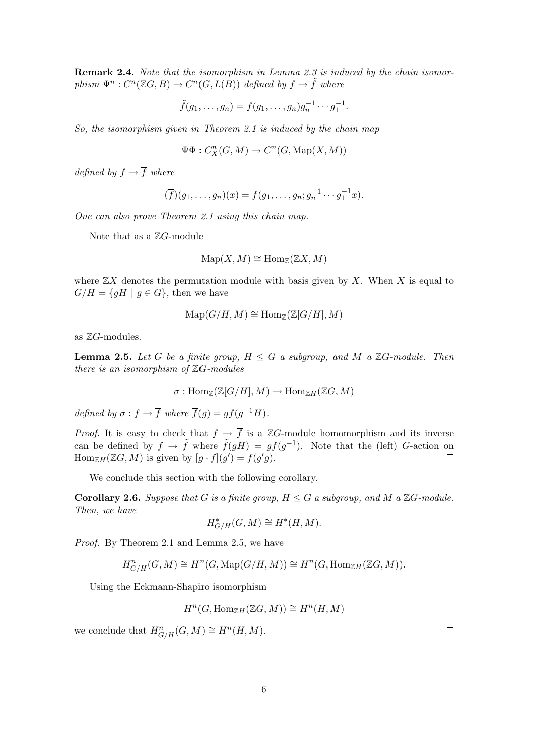**Remark 2.4.** *Note that the isomorphism in Lemma 2.3 is induced by the chain isomorphism $\Psi^n : C^n(\mathbb{Z}G, B) \to C^n(G, L(B))$ defined by $f \to \tilde{f}$ where*

$$\tilde{f}(g_1, \dots, g_n) = f(g_1, \dots, g_n)g_n^{-1} \cdots g_1^{-1}.$$

*So, the isomorphism given in Theorem 2.1 is induced by the chain map*

$$\Psi\Phi : C^n_X(G, M) \to C^n(G, \mathrm{Map}(X, M))$$

*defined by $f \to \overline{f}$ where*

$$(\overline{f})(g_1, \dots, g_n)(x) = f(g_1, \dots, g_n; g_n^{-1} \cdots g_1^{-1}x).$$

*One can also prove Theorem 2.1 using this chain map.*

Note that as a $\mathbb{Z}G$-module

$$\mathrm{Map}(X, M) \cong \mathrm{Hom}_{\mathbb{Z}}(\mathbb{Z}X, M)$$

where $\mathbb{Z}X$ denotes the permutation module with basis given by $X$. When $X$ is equal to $G/H = \{gH \mid g \in G\}$, then we have

$$\mathrm{Map}(G/H, M) \cong \mathrm{Hom}_{\mathbb{Z}}(\mathbb{Z}[G/H], M)$$

as $\mathbb{Z}G$-modules.

**Lemma 2.5.** *Let $G$ be a finite group, $H \leq G$ a subgroup, and $M$ a $\mathbb{Z}G$-module. Then there is an isomorphism of $\mathbb{Z}G$-modules*

$$\sigma : \mathrm{Hom}_{\mathbb{Z}}(\mathbb{Z}[G/H], M) \to \mathrm{Hom}_{\mathbb{Z}H}(\mathbb{Z}G, M)$$

*defined by $\sigma : f \to \overline{f}$ where $\overline{f}(g) = gf(g^{-1}H)$.*

*Proof.* It is easy to check that $f \to \overline{f}$ is a $\mathbb{Z}G$-module homomorphism and its inverse can be defined by $f \to \tilde{f}$ where $\tilde{f}(gH) = gf(g^{-1})$. Note that the (left) $G$-action on $\mathrm{Hom}_{\mathbb{Z}H}(\mathbb{Z}G, M)$ is given by $[g \cdot f](g') = f(g'g)$. □

We conclude this section with the following corollary.

**Corollary 2.6.** *Suppose that $G$ is a finite group, $H \leq G$ a subgroup, and $M$ a $\mathbb{Z}G$-module. Then, we have*

$$H^*_{G/H}(G, M) \cong H^*(H, M).$$

*Proof.* By Theorem 2.1 and Lemma 2.5, we have

$$H^n_{G/H}(G, M) \cong H^n(G, \mathrm{Map}(G/H, M)) \cong H^n(G, \mathrm{Hom}_{\mathbb{Z}H}(\mathbb{Z}G, M)).$$

Using the Eckmann-Shapiro isomorphism

$$H^n(G, \mathrm{Hom}_{\mathbb{Z}H}(\mathbb{Z}G, M)) \cong H^n(H, M)$$

we conclude that $H^n_{G/H}(G, M) \cong H^n(H, M)$. □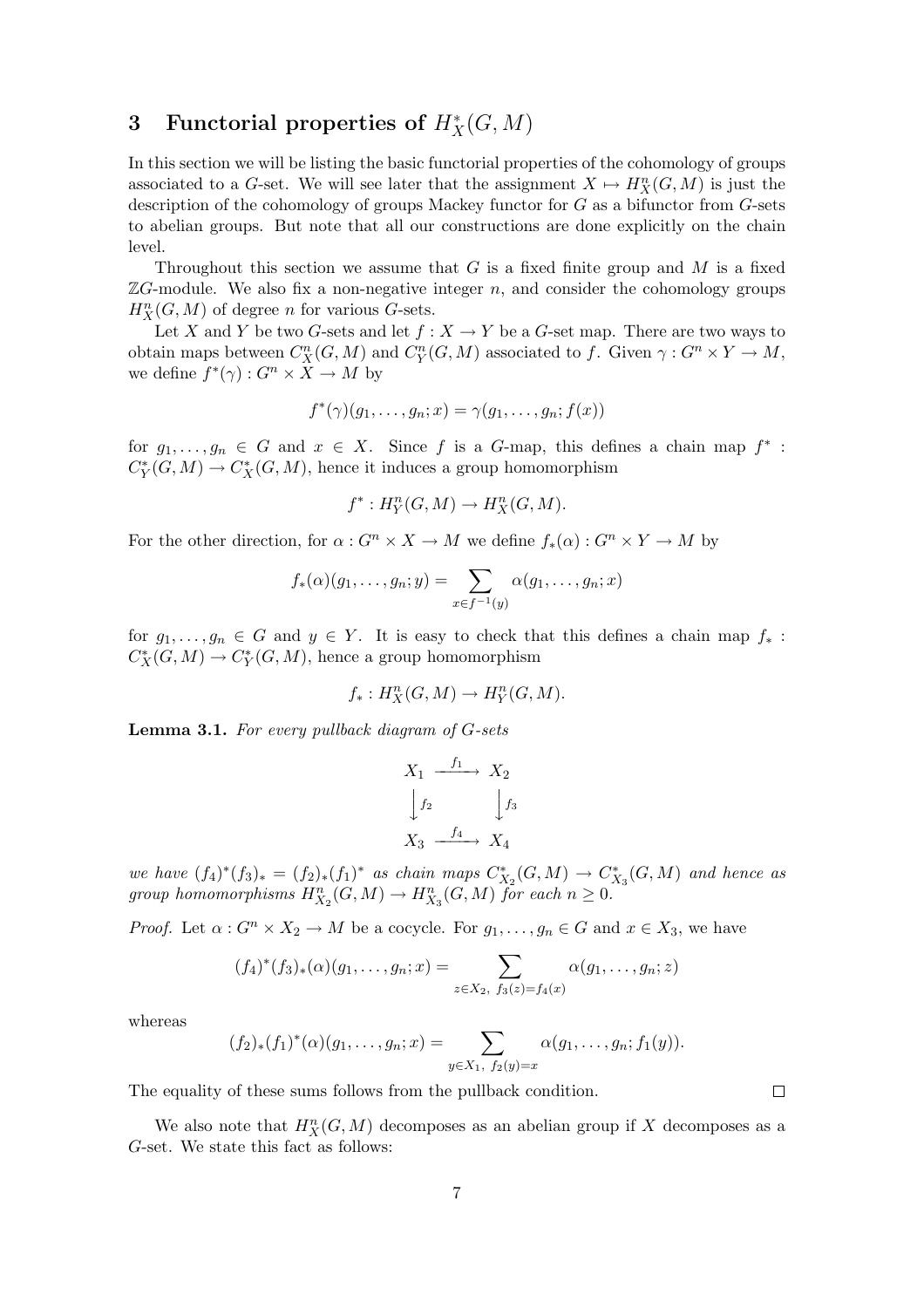## 3 Functorial properties of $H^*_X(G, M)$

In this section we will be listing the basic functorial properties of the cohomology of groups associated to a $G$-set. We will see later that the assignment $X \mapsto H^n_X(G, M)$ is just the description of the cohomology of groups Mackey functor for $G$ as a bifunctor from $G$-sets to abelian groups. But note that all our constructions are done explicitly on the chain level.

Throughout this section we assume that $G$ is a fixed finite group and $M$ is a fixed $\mathbb{Z}G$-module. We also fix a non-negative integer $n$, and consider the cohomology groups $H^n_X(G, M)$ of degree $n$ for various $G$-sets.

Let $X$ and $Y$ be two $G$-sets and let $f : X \to Y$ be a $G$-set map. There are two ways to obtain maps between $C^n_X(G, M)$ and $C^n_Y(G, M)$ associated to $f$. Given $\gamma : G^n \times Y \to M$, we define $f^*(\gamma) : G^n \times X \to M$ by

$$f^*(\gamma)(g_1, \ldots, g_n; x) = \gamma(g_1, \ldots, g_n; f(x))$$

for $g_1, \ldots, g_n \in G$ and $x \in X$. Since $f$ is a $G$-map, this defines a chain map $f^* : C^*_Y(G, M) \to C^*_X(G, M)$, hence it induces a group homomorphism

$$f^* : H^n_Y(G, M) \to H^n_X(G, M).$$

For the other direction, for $\alpha : G^n \times X \to M$ we define $f_*(\alpha) : G^n \times Y \to M$ by

$$f_*(\alpha)(g_1, \ldots, g_n; y) = \sum_{x \in f^{-1}(y)} \alpha(g_1, \ldots, g_n; x)$$

for $g_1, \ldots, g_n \in G$ and $y \in Y$. It is easy to check that this defines a chain map $f_* : C^*_X(G, M) \to C^*_Y(G, M)$, hence a group homomorphism

$$f_* : H^n_X(G, M) \to H^n_Y(G, M).$$

**Lemma 3.1.** *For every pullback diagram of $G$-sets*

$$\begin{array}{ccc} X_1 & \xrightarrow{f_1} & X_2 \\ \downarrow{\scriptstyle f_2} & & \downarrow{\scriptstyle f_3} \\ X_3 & \xrightarrow{f_4} & X_4 \end{array}$$

*we have $(f_4)^*(f_3)_* = (f_2)_*(f_1)^*$ as chain maps $C^*_{X_2}(G, M) \to C^*_{X_3}(G, M)$ and hence as group homomorphisms $H^n_{X_2}(G, M) \to H^n_{X_3}(G, M)$ for each $n \geq 0$.*

*Proof.* Let $\alpha : G^n \times X_2 \to M$ be a cocycle. For $g_1, \ldots, g_n \in G$ and $x \in X_3$, we have

$$(f_4)^*(f_3)_*(\alpha)(g_1, \ldots, g_n; x) = \sum_{z \in X_2,\ f_3(z) = f_4(x)} \alpha(g_1, \ldots, g_n; z)$$

whereas

$$(f_2)_*(f_1)^*(\alpha)(g_1, \ldots, g_n; x) = \sum_{y \in X_1,\ f_2(y) = x} \alpha(g_1, \ldots, g_n; f_1(y)).$$

The equality of these sums follows from the pullback condition. $\square$

We also note that $H^n_X(G, M)$ decomposes as an abelian group if $X$ decomposes as a $G$-set. We state this fact as follows: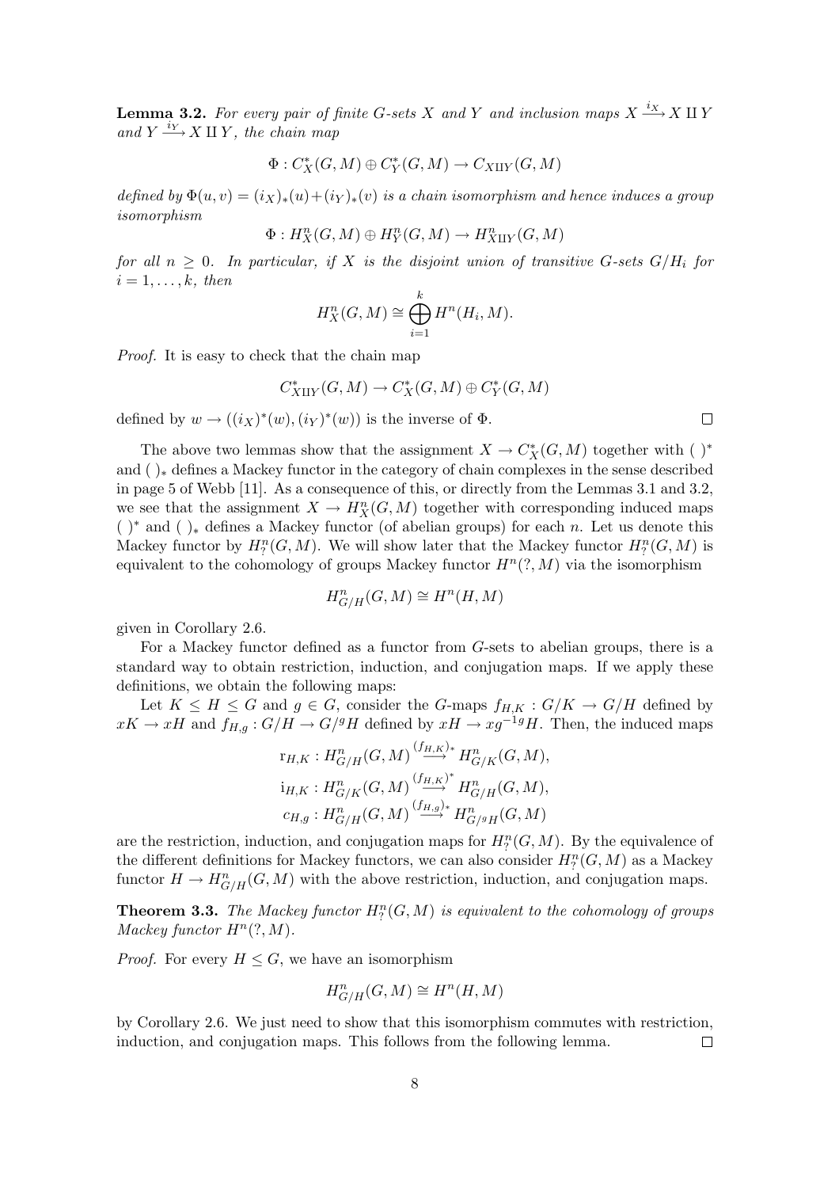**Lemma 3.2.** *For every pair of finite $G$-sets $X$ and $Y$ and inclusion maps $X \xrightarrow{i_X} X \amalg Y$ and $Y \xrightarrow{i_Y} X \amalg Y$, the chain map*

$$\Phi : C^*_X(G, M) \oplus C^*_Y(G, M) \to C_{X \amalg Y}(G, M)$$

*defined by $\Phi(u, v) = (i_X)_*(u) + (i_Y)_*(v)$ is a chain isomorphism and hence induces a group isomorphism*

$$\Phi : H^n_X(G, M) \oplus H^n_Y(G, M) \to H^n_{X \amalg Y}(G, M)$$

*for all $n \geq 0$. In particular, if $X$ is the disjoint union of transitive $G$-sets $G/H_i$ for $i = 1, \ldots, k$, then*

$$H^n_X(G, M) \cong \bigoplus_{i=1}^{k} H^n(H_i, M).$$

*Proof.* It is easy to check that the chain map

$$C^*_{X \amalg Y}(G, M) \to C^*_X(G, M) \oplus C^*_Y(G, M)$$

defined by $w \to ((i_X)^*(w), (i_Y)^*(w))$ is the inverse of $\Phi$. □

The above two lemmas show that the assignment $X \to C^*_X(G, M)$ together with $(\ )^*$ and $(\ )_*$ defines a Mackey functor in the category of chain complexes in the sense described in page 5 of Webb [11]. As a consequence of this, or directly from the Lemmas 3.1 and 3.2, we see that the assignment $X \to H^n_X(G, M)$ together with corresponding induced maps $(\ )^*$ and $(\ )_*$ defines a Mackey functor (of abelian groups) for each $n$. Let us denote this Mackey functor by $H^n_?(G, M)$. We will show later that the Mackey functor $H^n_?(G, M)$ is equivalent to the cohomology of groups Mackey functor $H^n(?, M)$ via the isomorphism

$$H^n_{G/H}(G, M) \cong H^n(H, M)$$

given in Corollary 2.6.

For a Mackey functor defined as a functor from $G$-sets to abelian groups, there is a standard way to obtain restriction, induction, and conjugation maps. If we apply these definitions, we obtain the following maps:

Let $K \leq H \leq G$ and $g \in G$, consider the $G$-maps $f_{H,K} : G/K \to G/H$ defined by $xK \to xH$ and $f_{H,g} : G/H \to G/{}^gH$ defined by $xH \to xg^{-1g}H$. Then, the induced maps

$$\begin{aligned}
\mathrm{r}_{H,K} &: H^n_{G/H}(G, M) \xrightarrow{(f_{H,K})_*} H^n_{G/K}(G, M), \\
\mathrm{i}_{H,K} &: H^n_{G/K}(G, M) \xrightarrow{(f_{H,K})^*} H^n_{G/H}(G, M), \\
c_{H,g} &: H^n_{G/H}(G, M) \xrightarrow{(f_{H,g})_*} H^n_{G/{}^gH}(G, M)
\end{aligned}$$

are the restriction, induction, and conjugation maps for $H^n_?(G, M)$. By the equivalence of the different definitions for Mackey functors, we can also consider $H^n_?(G, M)$ as a Mackey functor $H \to H^n_{G/H}(G, M)$ with the above restriction, induction, and conjugation maps.

**Theorem 3.3.** *The Mackey functor $H^n_?(G, M)$ is equivalent to the cohomology of groups Mackey functor $H^n(?, M)$.*

*Proof.* For every $H \leq G$, we have an isomorphism

$$H^n_{G/H}(G, M) \cong H^n(H, M)$$

by Corollary 2.6. We just need to show that this isomorphism commutes with restriction, induction, and conjugation maps. This follows from the following lemma. □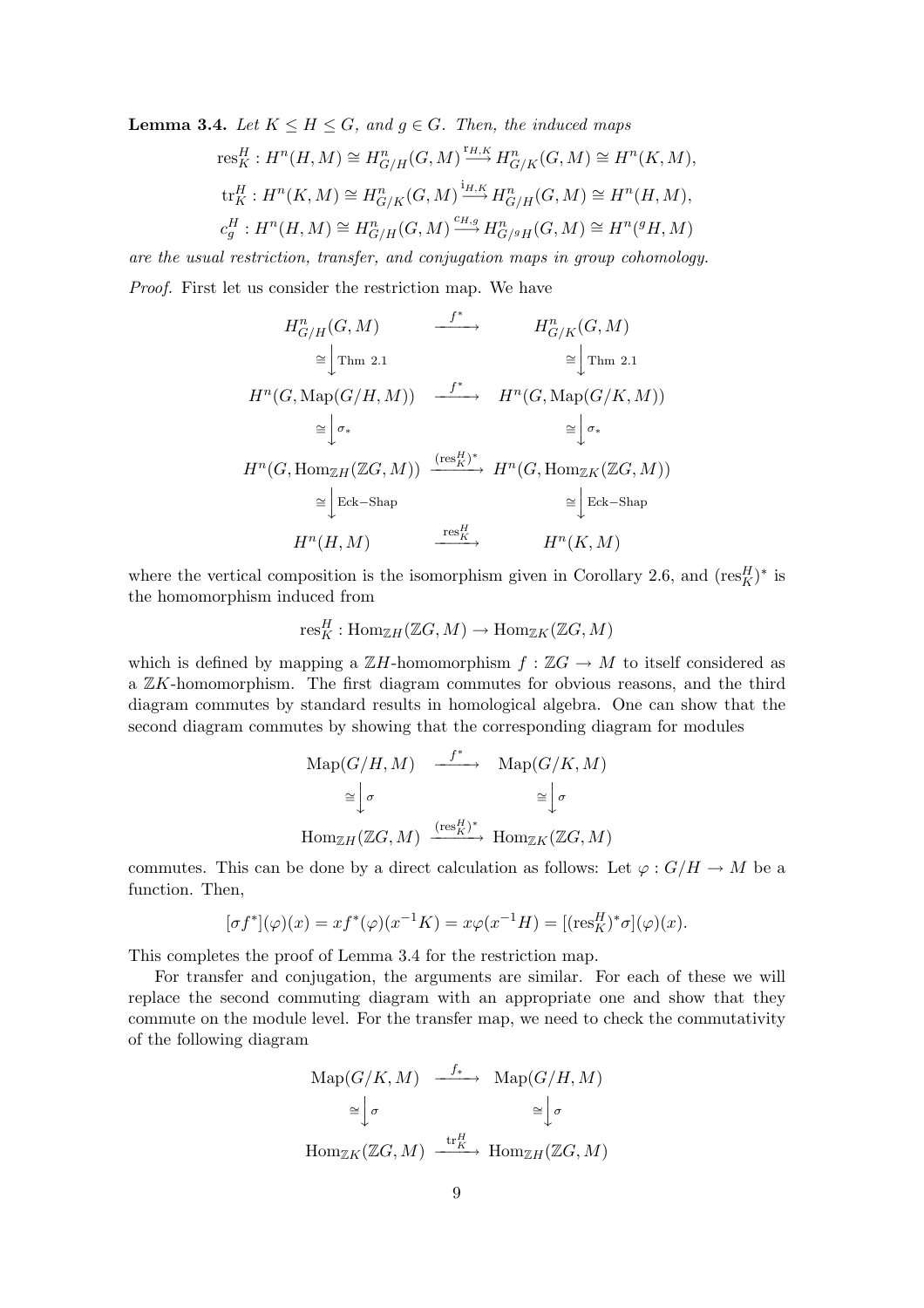**Lemma 3.4.** *Let $K \leq H \leq G$, and $g \in G$. Then, the induced maps*

$$\mathrm{res}^H_K : H^n(H, M) \cong H^n_{G/H}(G, M) \xrightarrow{\mathrm{r}_{H,K}} H^n_{G/K}(G, M) \cong H^n(K, M),$$

$$\mathrm{tr}^H_K : H^n(K, M) \cong H^n_{G/K}(G, M) \xrightarrow{\mathrm{i}_{H,K}} H^n_{G/H}(G, M) \cong H^n(H, M),$$

$$c^H_g : H^n(H, M) \cong H^n_{G/H}(G, M) \xrightarrow{c_{H,g}} H^n_{G/{}^gH}(G, M) \cong H^n({}^gH, M)$$

*are the usual restriction, transfer, and conjugation maps in group cohomology.*

*Proof.* First let us consider the restriction map. We have

$$\begin{array}{ccc}
H^n_{G/H}(G, M) & \xrightarrow{f^*} & H^n_{G/K}(G, M) \\
\cong \big\downarrow \text{Thm 2.1} & & \cong \big\downarrow \text{Thm 2.1} \\
H^n(G, \mathrm{Map}(G/H, M)) & \xrightarrow{f^*} & H^n(G, \mathrm{Map}(G/K, M)) \\
\cong \big\downarrow \sigma_* & & \cong \big\downarrow \sigma_* \\
H^n(G, \mathrm{Hom}_{\mathbb{Z}H}(\mathbb{Z}G, M)) & \xrightarrow{(\mathrm{res}^H_K)^*} & H^n(G, \mathrm{Hom}_{\mathbb{Z}K}(\mathbb{Z}G, M)) \\
\cong \big\downarrow \text{Eck−Shap} & & \cong \big\downarrow \text{Eck−Shap} \\
H^n(H, M) & \xrightarrow{\mathrm{res}^H_K} & H^n(K, M)
\end{array}$$

where the vertical composition is the isomorphism given in Corollary 2.6, and $(\mathrm{res}^H_K)^*$ is the homomorphism induced from

$$\mathrm{res}^H_K : \mathrm{Hom}_{\mathbb{Z}H}(\mathbb{Z}G, M) \to \mathrm{Hom}_{\mathbb{Z}K}(\mathbb{Z}G, M)$$

which is defined by mapping a $\mathbb{Z}H$-homomorphism $f : \mathbb{Z}G \to M$ to itself considered as a $\mathbb{Z}K$-homomorphism. The first diagram commutes for obvious reasons, and the third diagram commutes by standard results in homological algebra. One can show that the second diagram commutes by showing that the corresponding diagram for modules

$$\begin{array}{ccc}
\mathrm{Map}(G/H, M) & \xrightarrow{f^*} & \mathrm{Map}(G/K, M) \\
\cong \big\downarrow \sigma & & \cong \big\downarrow \sigma \\
\mathrm{Hom}_{\mathbb{Z}H}(\mathbb{Z}G, M) & \xrightarrow{(\mathrm{res}^H_K)^*} & \mathrm{Hom}_{\mathbb{Z}K}(\mathbb{Z}G, M)
\end{array}$$

commutes. This can be done by a direct calculation as follows: Let $\varphi : G/H \to M$ be a function. Then,

$$[\sigma f^*](\varphi)(x) = x f^*(\varphi)(x^{-1}K) = x\varphi(x^{-1}H) = [(\mathrm{res}^H_K)^*\sigma](\varphi)(x).$$

This completes the proof of Lemma 3.4 for the restriction map.

For transfer and conjugation, the arguments are similar. For each of these we will replace the second commuting diagram with an appropriate one and show that they commute on the module level. For the transfer map, we need to check the commutativity of the following diagram

$$\begin{array}{ccc}
\mathrm{Map}(G/K, M) & \xrightarrow{f_*} & \mathrm{Map}(G/H, M) \\
\cong \big\downarrow \sigma & & \cong \big\downarrow \sigma \\
\mathrm{Hom}_{\mathbb{Z}K}(\mathbb{Z}G, M) & \xrightarrow{\mathrm{tr}^H_K} & \mathrm{Hom}_{\mathbb{Z}H}(\mathbb{Z}G, M)
\end{array}$$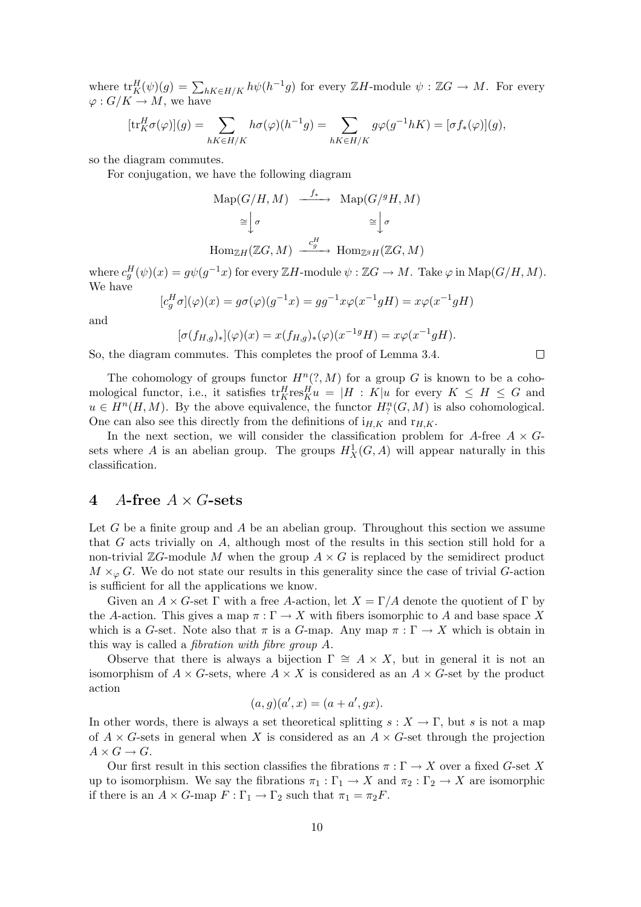where $\mathrm{tr}_K^H(\psi)(g) = \sum_{hK \in H/K} h\psi(h^{-1}g)$ for every $\mathbb{Z}H$-module $\psi : \mathbb{Z}G \to M$. For every $\varphi : G/K \to M$, we have

$$[\mathrm{tr}_K^H \sigma(\varphi)](g) = \sum_{hK \in H/K} h\sigma(\varphi)(h^{-1}g) = \sum_{hK \in H/K} g\varphi(g^{-1}hK) = [\sigma f_*(\varphi)](g),$$

so the diagram commutes.

For conjugation, we have the following diagram

$$\begin{array}{ccc} \mathrm{Map}(G/H, M) & \xrightarrow{f_*} & \mathrm{Map}(G/{}^gH, M) \\ \cong \big\downarrow \sigma & & \cong \big\downarrow \sigma \\ \mathrm{Hom}_{\mathbb{Z}H}(\mathbb{Z}G, M) & \xrightarrow{c_g^H} & \mathrm{Hom}_{\mathbb{Z}^gH}(\mathbb{Z}G, M) \end{array}$$

where $c_g^H(\psi)(x) = g\psi(g^{-1}x)$ for every $\mathbb{Z}H$-module $\psi : \mathbb{Z}G \to M$. Take $\varphi$ in $\mathrm{Map}(G/H, M)$. We have

$$[c_g^H \sigma](\varphi)(x) = g\sigma(\varphi)(g^{-1}x) = gg^{-1}x\varphi(x^{-1}gH) = x\varphi(x^{-1}gH)$$

and

$$[\sigma(f_{H,g})_*](\varphi)(x) = x(f_{H,g})_*(\varphi)(x^{-1g}H) = x\varphi(x^{-1}gH).$$

So, the diagram commutes. This completes the proof of Lemma 3.4. $\square$

The cohomology of groups functor $H^n(?, M)$ for a group $G$ is known to be a cohomological functor, i.e., it satisfies $\mathrm{tr}_K^H \mathrm{res}_K^H u = |H : K|u$ for every $K \leq H \leq G$ and $u \in H^n(H, M)$. By the above equivalence, the functor $H_?^n(G, M)$ is also cohomological. One can also see this directly from the definitions of $\mathrm{i}_{H,K}$ and $\mathrm{r}_{H,K}$.

In the next section, we will consider the classification problem for $A$-free $A \times G$-sets where $A$ is an abelian group. The groups $H_X^1(G, A)$ will appear naturally in this classification.

# 4 $A$-free $A \times G$-sets

Let $G$ be a finite group and $A$ be an abelian group. Throughout this section we assume that $G$ acts trivially on $A$, although most of the results in this section still hold for a non-trivial $\mathbb{Z}G$-module $M$ when the group $A \times G$ is replaced by the semidirect product $M \times_\varphi G$. We do not state our results in this generality since the case of trivial $G$-action is sufficient for all the applications we know.

Given an $A \times G$-set $\Gamma$ with a free $A$-action, let $X = \Gamma/A$ denote the quotient of $\Gamma$ by the $A$-action. This gives a map $\pi : \Gamma \to X$ with fibers isomorphic to $A$ and base space $X$ which is a $G$-set. Note also that $\pi$ is a $G$-map. Any map $\pi : \Gamma \to X$ which is obtain in this way is called a *fibration with fibre group $A$*.

Observe that there is always a bijection $\Gamma \cong A \times X$, but in general it is not an isomorphism of $A \times G$-sets, where $A \times X$ is considered as an $A \times G$-set by the product action

$$(a, g)(a', x) = (a + a', gx).$$

In other words, there is always a set theoretical splitting $s : X \to \Gamma$, but $s$ is not a map of $A \times G$-sets in general when $X$ is considered as an $A \times G$-set through the projection $A \times G \to G$.

Our first result in this section classifies the fibrations $\pi : \Gamma \to X$ over a fixed $G$-set $X$ up to isomorphism. We say the fibrations $\pi_1 : \Gamma_1 \to X$ and $\pi_2 : \Gamma_2 \to X$ are isomorphic if there is an $A \times G$-map $F : \Gamma_1 \to \Gamma_2$ such that $\pi_1 = \pi_2 F$.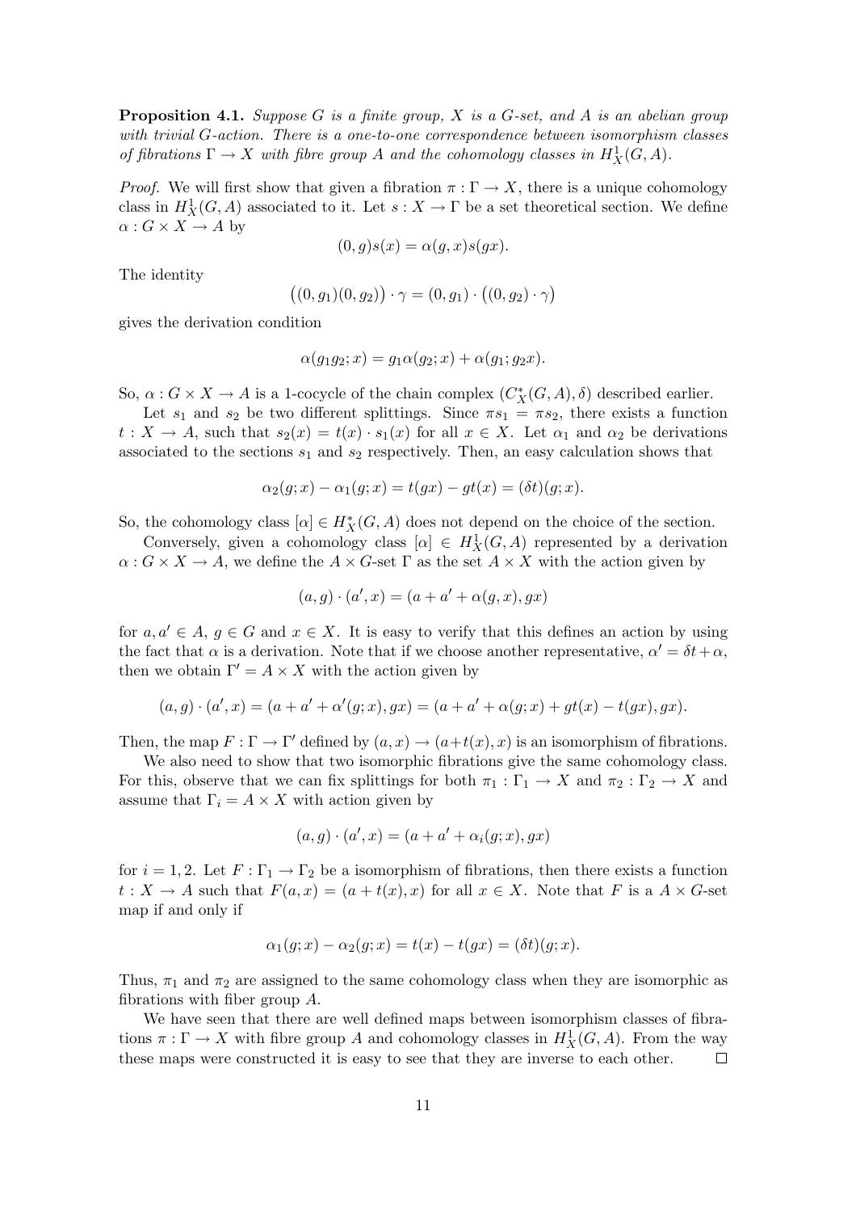**Proposition 4.1.** *Suppose $G$ is a finite group, $X$ is a $G$-set, and $A$ is an abelian group with trivial $G$-action. There is a one-to-one correspondence between isomorphism classes of fibrations $\Gamma \to X$ with fibre group $A$ and the cohomology classes in $H^1_X(G, A)$.*

*Proof.* We will first show that given a fibration $\pi : \Gamma \to X$, there is a unique cohomology class in $H^1_X(G, A)$ associated to it. Let $s : X \to \Gamma$ be a set theoretical section. We define $\alpha : G \times X \to A$ by

$$(0, g)s(x) = \alpha(g, x)s(gx).$$

The identity

$$\big((0, g_1)(0, g_2)\big) \cdot \gamma = (0, g_1) \cdot \big((0, g_2) \cdot \gamma\big)$$

gives the derivation condition

$$\alpha(g_1 g_2; x) = g_1 \alpha(g_2; x) + \alpha(g_1; g_2 x).$$

So, $\alpha : G \times X \to A$ is a 1-cocycle of the chain complex $(C^*_X(G, A), \delta)$ described earlier.

Let $s_1$ and $s_2$ be two different splittings. Since $\pi s_1 = \pi s_2$, there exists a function $t : X \to A$, such that $s_2(x) = t(x) \cdot s_1(x)$ for all $x \in X$. Let $\alpha_1$ and $\alpha_2$ be derivations associated to the sections $s_1$ and $s_2$ respectively. Then, an easy calculation shows that

$$\alpha_2(g; x) - \alpha_1(g; x) = t(gx) - gt(x) = (\delta t)(g; x).$$

So, the cohomology class $[\alpha] \in H^*_X(G, A)$ does not depend on the choice of the section.

Conversely, given a cohomology class $[\alpha] \in H^1_X(G, A)$ represented by a derivation $\alpha : G \times X \to A$, we define the $A \times G$-set $\Gamma$ as the set $A \times X$ with the action given by

$$(a, g) \cdot (a', x) = (a + a' + \alpha(g, x), gx)$$

for $a, a' \in A$, $g \in G$ and $x \in X$. It is easy to verify that this defines an action by using the fact that $\alpha$ is a derivation. Note that if we choose another representative, $\alpha' = \delta t + \alpha$, then we obtain $\Gamma' = A \times X$ with the action given by

$$(a, g) \cdot (a', x) = (a + a' + \alpha'(g; x), gx) = (a + a' + \alpha(g; x) + gt(x) - t(gx), gx).$$

Then, the map $F : \Gamma \to \Gamma'$ defined by $(a, x) \to (a + t(x), x)$ is an isomorphism of fibrations.

We also need to show that two isomorphic fibrations give the same cohomology class. For this, observe that we can fix splittings for both $\pi_1 : \Gamma_1 \to X$ and $\pi_2 : \Gamma_2 \to X$ and assume that $\Gamma_i = A \times X$ with action given by

$$(a, g) \cdot (a', x) = (a + a' + \alpha_i(g; x), gx)$$

for $i = 1, 2$. Let $F : \Gamma_1 \to \Gamma_2$ be a isomorphism of fibrations, then there exists a function $t : X \to A$ such that $F(a, x) = (a + t(x), x)$ for all $x \in X$. Note that $F$ is a $A \times G$-set map if and only if

$$\alpha_1(g; x) - \alpha_2(g; x) = t(x) - t(gx) = (\delta t)(g; x).$$

Thus, $\pi_1$ and $\pi_2$ are assigned to the same cohomology class when they are isomorphic as fibrations with fiber group $A$.

We have seen that there are well defined maps between isomorphism classes of fibrations $\pi : \Gamma \to X$ with fibre group $A$ and cohomology classes in $H^1_X(G, A)$. From the way these maps were constructed it is easy to see that they are inverse to each other. $\square$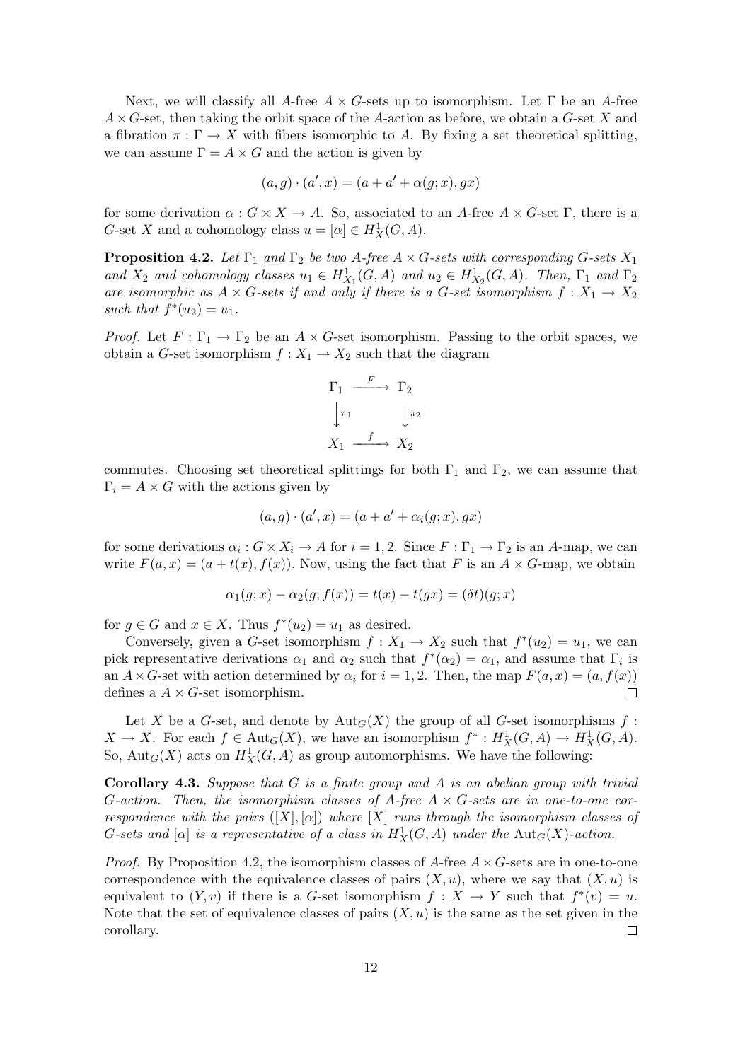Next, we will classify all $A$-free $A \times G$-sets up to isomorphism. Let $\Gamma$ be an $A$-free $A \times G$-set, then taking the orbit space of the $A$-action as before, we obtain a $G$-set $X$ and a fibration $\pi : \Gamma \to X$ with fibers isomorphic to $A$. By fixing a set theoretical splitting, we can assume $\Gamma = A \times G$ and the action is given by

$$(a, g) \cdot (a', x) = (a + a' + \alpha(g; x), gx)$$

for some derivation $\alpha : G \times X \to A$. So, associated to an $A$-free $A \times G$-set $\Gamma$, there is a $G$-set $X$ and a cohomology class $u = [\alpha] \in H^1_X(G, A)$.

**Proposition 4.2.** *Let $\Gamma_1$ and $\Gamma_2$ be two $A$-free $A \times G$-sets with corresponding $G$-sets $X_1$ and $X_2$ and cohomology classes $u_1 \in H^1_{X_1}(G, A)$ and $u_2 \in H^1_{X_2}(G, A)$. Then, $\Gamma_1$ and $\Gamma_2$ are isomorphic as $A \times G$-sets if and only if there is a $G$-set isomorphism $f : X_1 \to X_2$ such that $f^*(u_2) = u_1$.*

*Proof.* Let $F : \Gamma_1 \to \Gamma_2$ be an $A \times G$-set isomorphism. Passing to the orbit spaces, we obtain a $G$-set isomorphism $f : X_1 \to X_2$ such that the diagram

$$\begin{array}{ccc} \Gamma_1 & \xrightarrow{F} & \Gamma_2 \\ \downarrow{\scriptstyle \pi_1} & & \downarrow{\scriptstyle \pi_2} \\ X_1 & \xrightarrow{f} & X_2 \end{array}$$

commutes. Choosing set theoretical splittings for both $\Gamma_1$ and $\Gamma_2$, we can assume that $\Gamma_i = A \times G$ with the actions given by

$$(a, g) \cdot (a', x) = (a + a' + \alpha_i(g; x), gx)$$

for some derivations $\alpha_i : G \times X_i \to A$ for $i = 1, 2$. Since $F : \Gamma_1 \to \Gamma_2$ is an $A$-map, we can write $F(a, x) = (a + t(x), f(x))$. Now, using the fact that $F$ is an $A \times G$-map, we obtain

$$\alpha_1(g; x) - \alpha_2(g; f(x)) = t(x) - t(gx) = (\delta t)(g; x)$$

for $g \in G$ and $x \in X$. Thus $f^*(u_2) = u_1$ as desired.

Conversely, given a $G$-set isomorphism $f : X_1 \to X_2$ such that $f^*(u_2) = u_1$, we can pick representative derivations $\alpha_1$ and $\alpha_2$ such that $f^*(\alpha_2) = \alpha_1$, and assume that $\Gamma_i$ is an $A \times G$-set with action determined by $\alpha_i$ for $i = 1, 2$. Then, the map $F(a, x) = (a, f(x))$ defines a $A \times G$-set isomorphism. $\square$

Let $X$ be a $G$-set, and denote by $\mathrm{Aut}_G(X)$ the group of all $G$-set isomorphisms $f : X \to X$. For each $f \in \mathrm{Aut}_G(X)$, we have an isomorphism $f^* : H^1_X(G, A) \to H^1_X(G, A)$. So, $\mathrm{Aut}_G(X)$ acts on $H^1_X(G, A)$ as group automorphisms. We have the following:

**Corollary 4.3.** *Suppose that $G$ is a finite group and $A$ is an abelian group with trivial $G$-action. Then, the isomorphism classes of $A$-free $A \times G$-sets are in one-to-one correspondence with the pairs $([X], [\alpha])$ where $[X]$ runs through the isomorphism classes of $G$-sets and $[\alpha]$ is a representative of a class in $H^1_X(G, A)$ under the $\mathrm{Aut}_G(X)$-action.*

*Proof.* By Proposition 4.2, the isomorphism classes of $A$-free $A \times G$-sets are in one-to-one correspondence with the equivalence classes of pairs $(X, u)$, where we say that $(X, u)$ is equivalent to $(Y, v)$ if there is a $G$-set isomorphism $f : X \to Y$ such that $f^*(v) = u$. Note that the set of equivalence classes of pairs $(X, u)$ is the same as the set given in the corollary. $\square$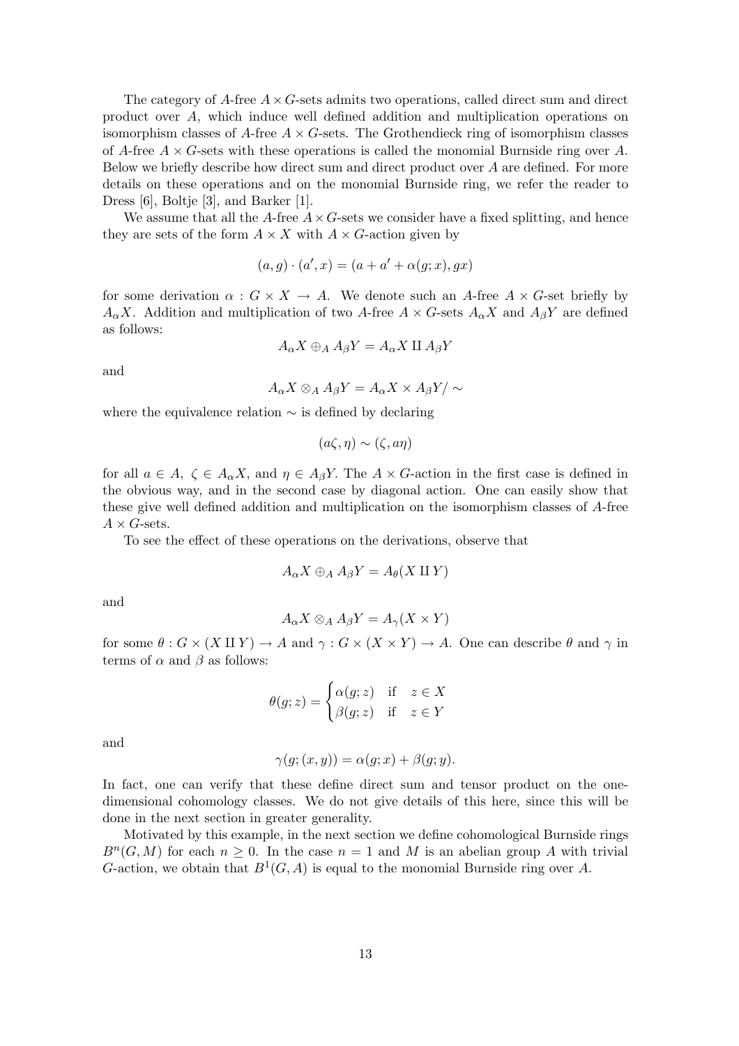The category of $A$-free $A \times G$-sets admits two operations, called direct sum and direct product over $A$, which induce well defined addition and multiplication operations on isomorphism classes of $A$-free $A \times G$-sets. The Grothendieck ring of isomorphism classes of $A$-free $A \times G$-sets with these operations is called the monomial Burnside ring over $A$. Below we briefly describe how direct sum and direct product over $A$ are defined. For more details on these operations and on the monomial Burnside ring, we refer the reader to Dress [6], Boltje [3], and Barker [1].

We assume that all the $A$-free $A \times G$-sets we consider have a fixed splitting, and hence they are sets of the form $A \times X$ with $A \times G$-action given by

$$(a, g) \cdot (a', x) = (a + a' + \alpha(g; x), gx)$$

for some derivation $\alpha : G \times X \to A$. We denote such an $A$-free $A \times G$-set briefly by $A_\alpha X$. Addition and multiplication of two $A$-free $A \times G$-sets $A_\alpha X$ and $A_\beta Y$ are defined as follows:

$$A_\alpha X \oplus_A A_\beta Y = A_\alpha X \amalg A_\beta Y$$

and

$$A_\alpha X \otimes_A A_\beta Y = A_\alpha X \times A_\beta Y / \sim$$

where the equivalence relation $\sim$ is defined by declaring

$$(a\zeta, \eta) \sim (\zeta, a\eta)$$

for all $a \in A$, $\zeta \in A_\alpha X$, and $\eta \in A_\beta Y$. The $A \times G$-action in the first case is defined in the obvious way, and in the second case by diagonal action. One can easily show that these give well defined addition and multiplication on the isomorphism classes of $A$-free $A \times G$-sets.

To see the effect of these operations on the derivations, observe that

$$A_\alpha X \oplus_A A_\beta Y = A_\theta(X \amalg Y)$$

and

$$A_\alpha X \otimes_A A_\beta Y = A_\gamma(X \times Y)$$

for some $\theta : G \times (X \amalg Y) \to A$ and $\gamma : G \times (X \times Y) \to A$. One can describe $\theta$ and $\gamma$ in terms of $\alpha$ and $\beta$ as follows:

$$\theta(g; z) = \begin{cases} \alpha(g; z) & \text{if} \quad z \in X \\ \beta(g; z) & \text{if} \quad z \in Y \end{cases}$$

and

$$\gamma(g; (x, y)) = \alpha(g; x) + \beta(g; y).$$

In fact, one can verify that these define direct sum and tensor product on the one-dimensional cohomology classes. We do not give details of this here, since this will be done in the next section in greater generality.

Motivated by this example, in the next section we define cohomological Burnside rings $B^n(G, M)$ for each $n \geq 0$. In the case $n = 1$ and $M$ is an abelian group $A$ with trivial $G$-action, we obtain that $B^1(G, A)$ is equal to the monomial Burnside ring over $A$.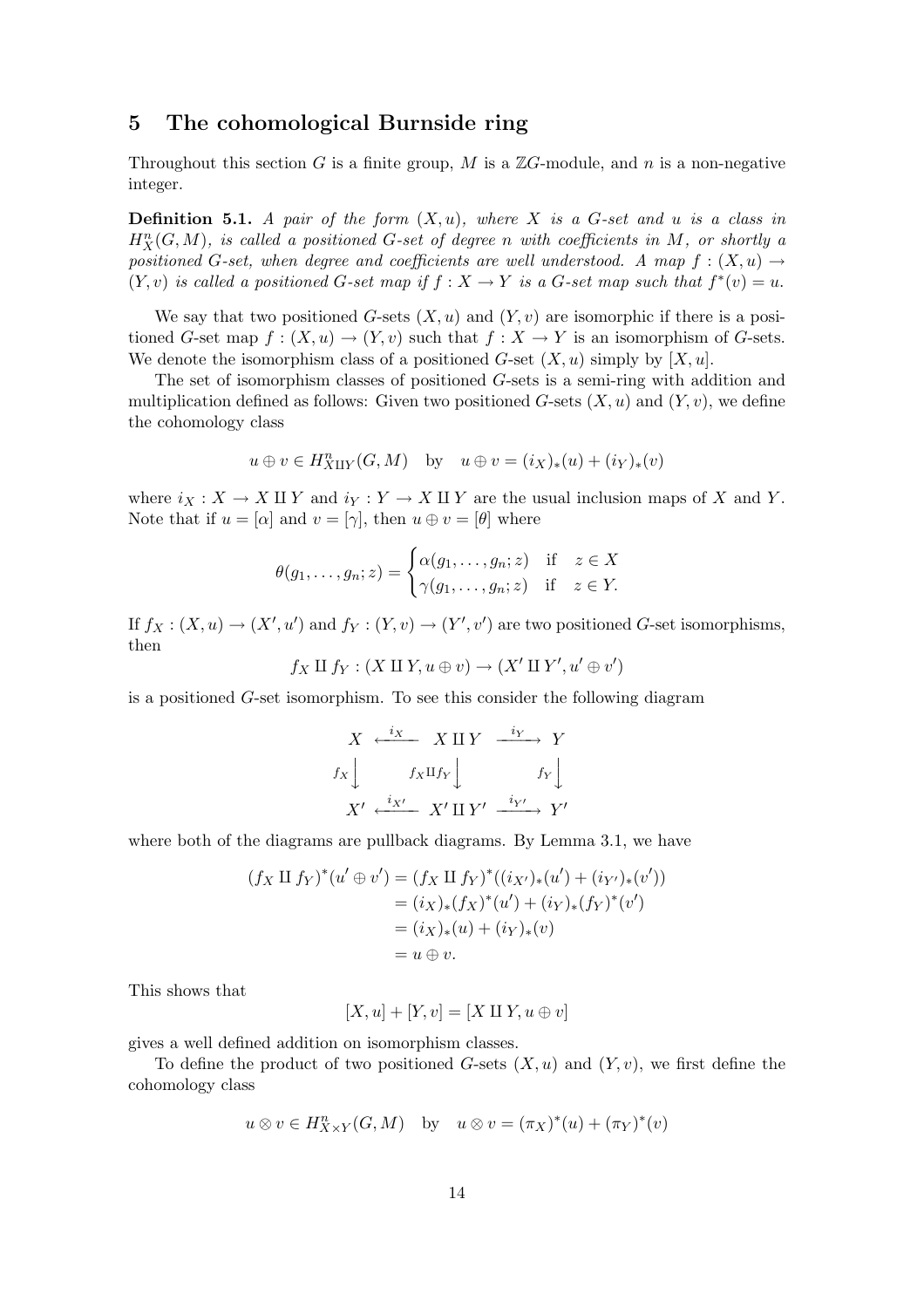## 5 The cohomological Burnside ring

Throughout this section $G$ is a finite group, $M$ is a $\mathbb{Z}G$-module, and $n$ is a non-negative integer.

**Definition 5.1.** *A pair of the form $(X, u)$, where $X$ is a $G$-set and $u$ is a class in $H^n_X(G, M)$, is called a positioned $G$-set of degree $n$ with coefficients in $M$, or shortly a positioned $G$-set, when degree and coefficients are well understood. A map $f : (X, u) \to (Y, v)$ is called a positioned $G$-set map if $f : X \to Y$ is a $G$-set map such that $f^*(v) = u$.*

We say that two positioned $G$-sets $(X, u)$ and $(Y, v)$ are isomorphic if there is a positioned $G$-set map $f : (X, u) \to (Y, v)$ such that $f : X \to Y$ is an isomorphism of $G$-sets. We denote the isomorphism class of a positioned $G$-set $(X, u)$ simply by $[X, u]$.

The set of isomorphism classes of positioned $G$-sets is a semi-ring with addition and multiplication defined as follows: Given two positioned $G$-sets $(X, u)$ and $(Y, v)$, we define the cohomology class

$$u \oplus v \in H^n_{X \amalg Y}(G, M) \quad \text{by} \quad u \oplus v = (i_X)_*(u) + (i_Y)_*(v)$$

where $i_X : X \to X \amalg Y$ and $i_Y : Y \to X \amalg Y$ are the usual inclusion maps of $X$ and $Y$. Note that if $u = [\alpha]$ and $v = [\gamma]$, then $u \oplus v = [\theta]$ where

$$\theta(g_1, \dots, g_n; z) = \begin{cases} \alpha(g_1, \dots, g_n; z) & \text{if} \quad z \in X \\ \gamma(g_1, \dots, g_n; z) & \text{if} \quad z \in Y. \end{cases}$$

If $f_X : (X, u) \to (X', u')$ and $f_Y : (Y, v) \to (Y', v')$ are two positioned $G$-set isomorphisms, then

$$f_X \amalg f_Y : (X \amalg Y, u \oplus v) \to (X' \amalg Y', u' \oplus v')$$

is a positioned $G$-set isomorphism. To see this consider the following diagram

$$\begin{array}{ccccc} X & \xleftarrow{i_X} & X \amalg Y & \xrightarrow{i_Y} & Y \\ {\scriptstyle f_X}\downarrow & & {\scriptstyle f_X \amalg f_Y}\downarrow & & {\scriptstyle f_Y}\downarrow \\ X' & \xleftarrow{i_{X'}} & X' \amalg Y' & \xrightarrow{i_{Y'}} & Y' \end{array}$$

where both of the diagrams are pullback diagrams. By Lemma 3.1, we have

$$\begin{aligned} (f_X \amalg f_Y)^*(u' \oplus v') &= (f_X \amalg f_Y)^*((i_{X'})_*(u') + (i_{Y'})_*(v')) \\ &= (i_X)_*(f_X)^*(u') + (i_Y)_*(f_Y)^*(v') \\ &= (i_X)_*(u) + (i_Y)_*(v) \\ &= u \oplus v. \end{aligned}$$

This shows that

$$[X, u] + [Y, v] = [X \amalg Y, u \oplus v]$$

gives a well defined addition on isomorphism classes.

To define the product of two positioned $G$-sets $(X, u)$ and $(Y, v)$, we first define the cohomology class

$$u \otimes v \in H^n_{X \times Y}(G, M) \quad \text{by} \quad u \otimes v = (\pi_X)^*(u) + (\pi_Y)^*(v)$$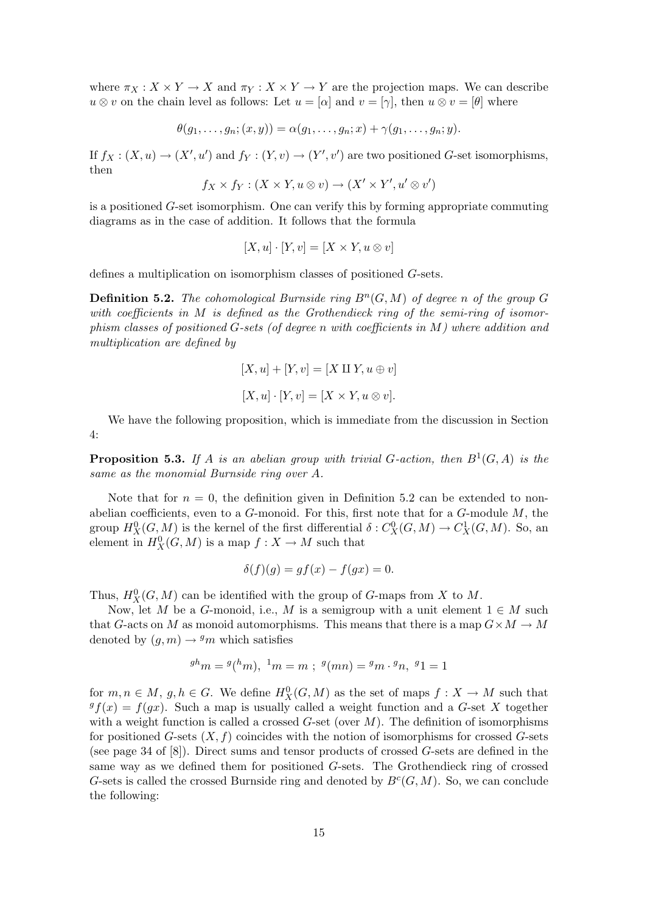where $\pi_X : X \times Y \to X$ and $\pi_Y : X \times Y \to Y$ are the projection maps. We can describe $u \otimes v$ on the chain level as follows: Let $u = [\alpha]$ and $v = [\gamma]$, then $u \otimes v = [\theta]$ where

$$\theta(g_1, \ldots, g_n; (x, y)) = \alpha(g_1, \ldots, g_n; x) + \gamma(g_1, \ldots, g_n; y).$$

If $f_X : (X, u) \to (X', u')$ and $f_Y : (Y, v) \to (Y', v')$ are two positioned $G$-set isomorphisms, then

$$f_X \times f_Y : (X \times Y, u \otimes v) \to (X' \times Y', u' \otimes v')$$

is a positioned $G$-set isomorphism. One can verify this by forming appropriate commuting diagrams as in the case of addition. It follows that the formula

$$[X, u] \cdot [Y, v] = [X \times Y, u \otimes v]$$

defines a multiplication on isomorphism classes of positioned $G$-sets.

**Definition 5.2.** *The cohomological Burnside ring $B^n(G, M)$ of degree $n$ of the group $G$ with coefficients in $M$ is defined as the Grothendieck ring of the semi-ring of isomorphism classes of positioned $G$-sets (of degree $n$ with coefficients in $M$) where addition and multiplication are defined by*

$$[X, u] + [Y, v] = [X \amalg Y, u \oplus v]$$

$$[X, u] \cdot [Y, v] = [X \times Y, u \otimes v].$$

We have the following proposition, which is immediate from the discussion in Section 4:

**Proposition 5.3.** *If $A$ is an abelian group with trivial $G$-action, then $B^1(G, A)$ is the same as the monomial Burnside ring over $A$.*

Note that for $n = 0$, the definition given in Definition 5.2 can be extended to non-abelian coefficients, even to a $G$-monoid. For this, first note that for a $G$-module $M$, the group $H^0_X(G, M)$ is the kernel of the first differential $\delta : C^0_X(G, M) \to C^1_X(G, M)$. So, an element in $H^0_X(G, M)$ is a map $f : X \to M$ such that

$$\delta(f)(g) = gf(x) - f(gx) = 0.$$

Thus, $H^0_X(G, M)$ can be identified with the group of $G$-maps from $X$ to $M$.

Now, let $M$ be a $G$-monoid, i.e., $M$ is a semigroup with a unit element $1 \in M$ such that $G$-acts on $M$ as monoid automorphisms. This means that there is a map $G \times M \to M$ denoted by $(g, m) \to {}^g m$ which satisfies

$${}^{gh}m = {}^g({}^h m), \ {}^1 m = m \ ; \ {}^g(mn) = {}^g m \cdot {}^g n, \ {}^g 1 = 1$$

for $m, n \in M$, $g, h \in G$. We define $H^0_X(G, M)$ as the set of maps $f : X \to M$ such that ${}^g f(x) = f(gx)$. Such a map is usually called a weight function and a $G$-set $X$ together with a weight function is called a crossed $G$-set (over $M$). The definition of isomorphisms for positioned $G$-sets $(X, f)$ coincides with the notion of isomorphisms for crossed $G$-sets (see page 34 of [8]). Direct sums and tensor products of crossed $G$-sets are defined in the same way as we defined them for positioned $G$-sets. The Grothendieck ring of crossed $G$-sets is called the crossed Burnside ring and denoted by $B^c(G, M)$. So, we can conclude the following: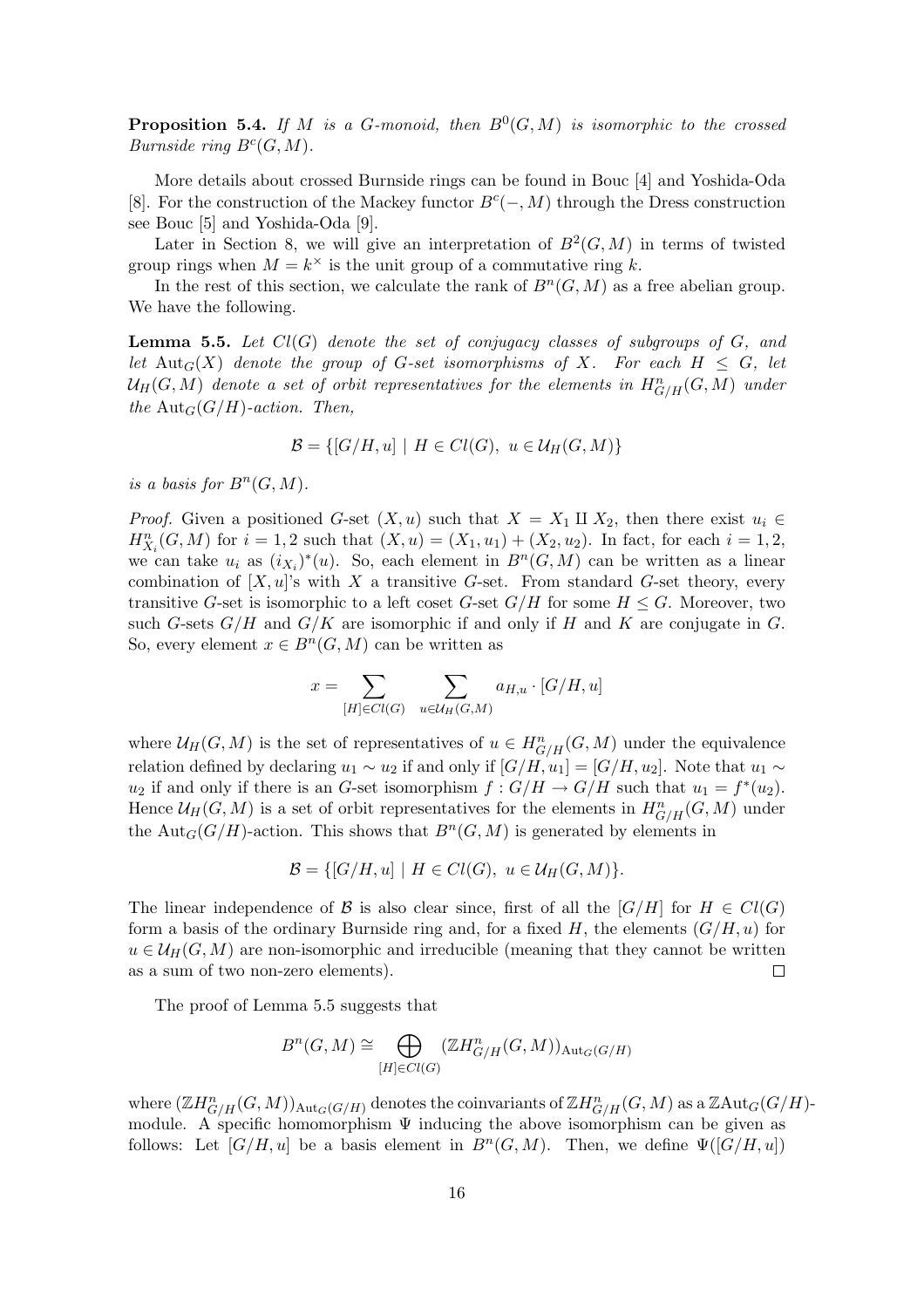**Proposition 5.4.** *If $M$ is a $G$-monoid, then $B^0(G,M)$ is isomorphic to the crossed Burnside ring $B^c(G,M)$.*

More details about crossed Burnside rings can be found in Bouc [4] and Yoshida-Oda [8]. For the construction of the Mackey functor $B^c(-,M)$ through the Dress construction see Bouc [5] and Yoshida-Oda [9].

Later in Section 8, we will give an interpretation of $B^2(G,M)$ in terms of twisted group rings when $M = k^\times$ is the unit group of a commutative ring $k$.

In the rest of this section, we calculate the rank of $B^n(G,M)$ as a free abelian group. We have the following.

**Lemma 5.5.** *Let $Cl(G)$ denote the set of conjugacy classes of subgroups of $G$, and let $\mathrm{Aut}_G(X)$ denote the group of $G$-set isomorphisms of $X$. For each $H \le G$, let $\mathcal{U}_H(G,M)$ denote a set of orbit representatives for the elements in $H^n_{G/H}(G,M)$ under the $\mathrm{Aut}_G(G/H)$-action. Then,*

$$\mathcal{B} = \{[G/H, u] \mid H \in Cl(G),\ u \in \mathcal{U}_H(G,M)\}$$

*is a basis for $B^n(G,M)$.*

*Proof.* Given a positioned $G$-set $(X,u)$ such that $X = X_1 \amalg X_2$, then there exist $u_i \in H^n_{X_i}(G,M)$ for $i = 1,2$ such that $(X,u) = (X_1,u_1) + (X_2,u_2)$. In fact, for each $i = 1,2$, we can take $u_i$ as $(i_{X_i})^*(u)$. So, each element in $B^n(G,M)$ can be written as a linear combination of $[X,u]$'s with $X$ a transitive $G$-set. From standard $G$-set theory, every transitive $G$-set is isomorphic to a left coset $G$-set $G/H$ for some $H \le G$. Moreover, two such $G$-sets $G/H$ and $G/K$ are isomorphic if and only if $H$ and $K$ are conjugate in $G$. So, every element $x \in B^n(G,M)$ can be written as

$$x = \sum_{[H] \in Cl(G)} \ \sum_{u \in \mathcal{U}_H(G,M)} a_{H,u} \cdot [G/H, u]$$

where $\mathcal{U}_H(G,M)$ is the set of representatives of $u \in H^n_{G/H}(G,M)$ under the equivalence relation defined by declaring $u_1 \sim u_2$ if and only if $[G/H, u_1] = [G/H, u_2]$. Note that $u_1 \sim u_2$ if and only if there is an $G$-set isomorphism $f : G/H \to G/H$ such that $u_1 = f^*(u_2)$. Hence $\mathcal{U}_H(G,M)$ is a set of orbit representatives for the elements in $H^n_{G/H}(G,M)$ under the $\mathrm{Aut}_G(G/H)$-action. This shows that $B^n(G,M)$ is generated by elements in

$$\mathcal{B} = \{[G/H, u] \mid H \in Cl(G),\ u \in \mathcal{U}_H(G,M)\}.$$

The linear independence of $\mathcal{B}$ is also clear since, first of all the $[G/H]$ for $H \in Cl(G)$ form a basis of the ordinary Burnside ring and, for a fixed $H$, the elements $(G/H, u)$ for $u \in \mathcal{U}_H(G,M)$ are non-isomorphic and irreducible (meaning that they cannot be written as a sum of two non-zero elements). $\square$

The proof of Lemma 5.5 suggests that

$$B^n(G,M) \cong \bigoplus_{[H] \in Cl(G)} (\mathbb{Z}H^n_{G/H}(G,M))_{\mathrm{Aut}_G(G/H)}$$

where $(\mathbb{Z}H^n_{G/H}(G,M))_{\mathrm{Aut}_G(G/H)}$ denotes the coinvariants of $\mathbb{Z}H^n_{G/H}(G,M)$ as a $\mathbb{Z}\mathrm{Aut}_G(G/H)$-module. A specific homomorphism $\Psi$ inducing the above isomorphism can be given as follows: Let $[G/H, u]$ be a basis element in $B^n(G,M)$. Then, we define $\Psi([G/H, u])$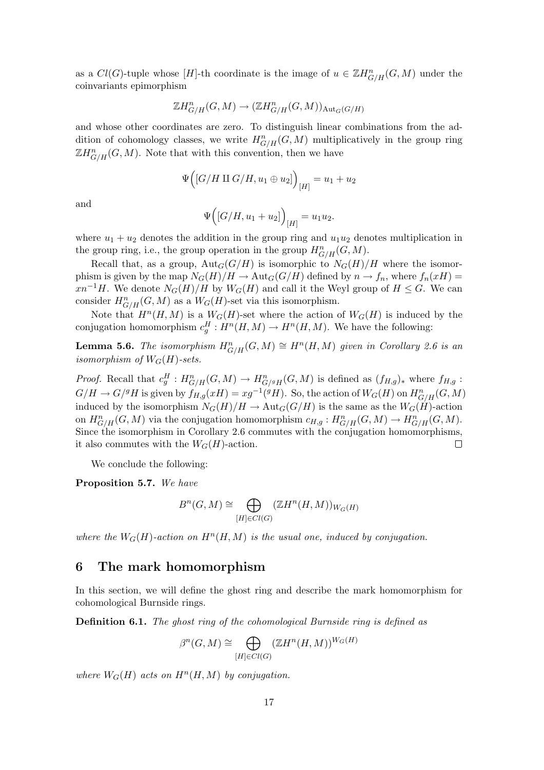as a $Cl(G)$-tuple whose $[H]$-th coordinate is the image of $u \in \mathbb{Z}H^n_{G/H}(G, M)$ under the coinvariants epimorphism

$$\mathbb{Z}H^n_{G/H}(G, M) \to (\mathbb{Z}H^n_{G/H}(G, M))_{\mathrm{Aut}_G(G/H)}$$

and whose other coordinates are zero. To distinguish linear combinations from the addition of cohomology classes, we write $H^n_{G/H}(G, M)$ multiplicatively in the group ring $\mathbb{Z}H^n_{G/H}(G, M)$. Note that with this convention, then we have

$$\Psi\Big([G/H \amalg G/H, u_1 \oplus u_2]\Big)_{[H]} = u_1 + u_2$$

and

$$\Psi\Big([G/H, u_1 + u_2]\Big)_{[H]} = u_1 u_2.$$

where $u_1 + u_2$ denotes the addition in the group ring and $u_1 u_2$ denotes multiplication in the group ring, i.e., the group operation in the group $H^n_{G/H}(G, M)$.

Recall that, as a group, $\mathrm{Aut}_G(G/H)$ is isomorphic to $N_G(H)/H$ where the isomorphism is given by the map $N_G(H)/H \to \mathrm{Aut}_G(G/H)$ defined by $n \to f_n$, where $f_n(xH) = xn^{-1}H$. We denote $N_G(H)/H$ by $W_G(H)$ and call it the Weyl group of $H \leq G$. We can consider $H^n_{G/H}(G, M)$ as a $W_G(H)$-set via this isomorphism.

Note that $H^n(H, M)$ is a $W_G(H)$-set where the action of $W_G(H)$ is induced by the conjugation homomorphism $c^H_g : H^n(H, M) \to H^n(H, M)$. We have the following:

**Lemma 5.6.** *The isomorphism $H^n_{G/H}(G, M) \cong H^n(H, M)$ given in Corollary 2.6 is an isomorphism of $W_G(H)$-sets.*

*Proof.* Recall that $c^H_g : H^n_{G/H}(G, M) \to H^n_{G/{}^gH}(G, M)$ is defined as $(f_{H,g})_*$ where $f_{H,g} : G/H \to G/{}^gH$ is given by $f_{H,g}(xH) = xg^{-1}({}^gH)$. So, the action of $W_G(H)$ on $H^n_{G/H}(G, M)$ induced by the isomorphism $N_G(H)/H \to \mathrm{Aut}_G(G/H)$ is the same as the $W_G(H)$-action on $H^n_{G/H}(G, M)$ via the conjugation homomorphism $c_{H,g} : H^n_{G/H}(G, M) \to H^n_{G/H}(G, M)$. Since the isomorphism in Corollary 2.6 commutes with the conjugation homomorphisms, it also commutes with the $W_G(H)$-action. □

We conclude the following:

**Proposition 5.7.** *We have*

$$B^n(G, M) \cong \bigoplus_{[H] \in Cl(G)} (\mathbb{Z}H^n(H, M))_{W_G(H)}$$

*where the $W_G(H)$-action on $H^n(H, M)$ is the usual one, induced by conjugation.*

## 6 The mark homomorphism

In this section, we will define the ghost ring and describe the mark homomorphism for cohomological Burnside rings.

**Definition 6.1.** *The ghost ring of the cohomological Burnside ring is defined as*

$$\beta^n(G, M) \cong \bigoplus_{[H] \in Cl(G)} (\mathbb{Z}H^n(H, M))^{W_G(H)}$$

*where $W_G(H)$ acts on $H^n(H, M)$ by conjugation.*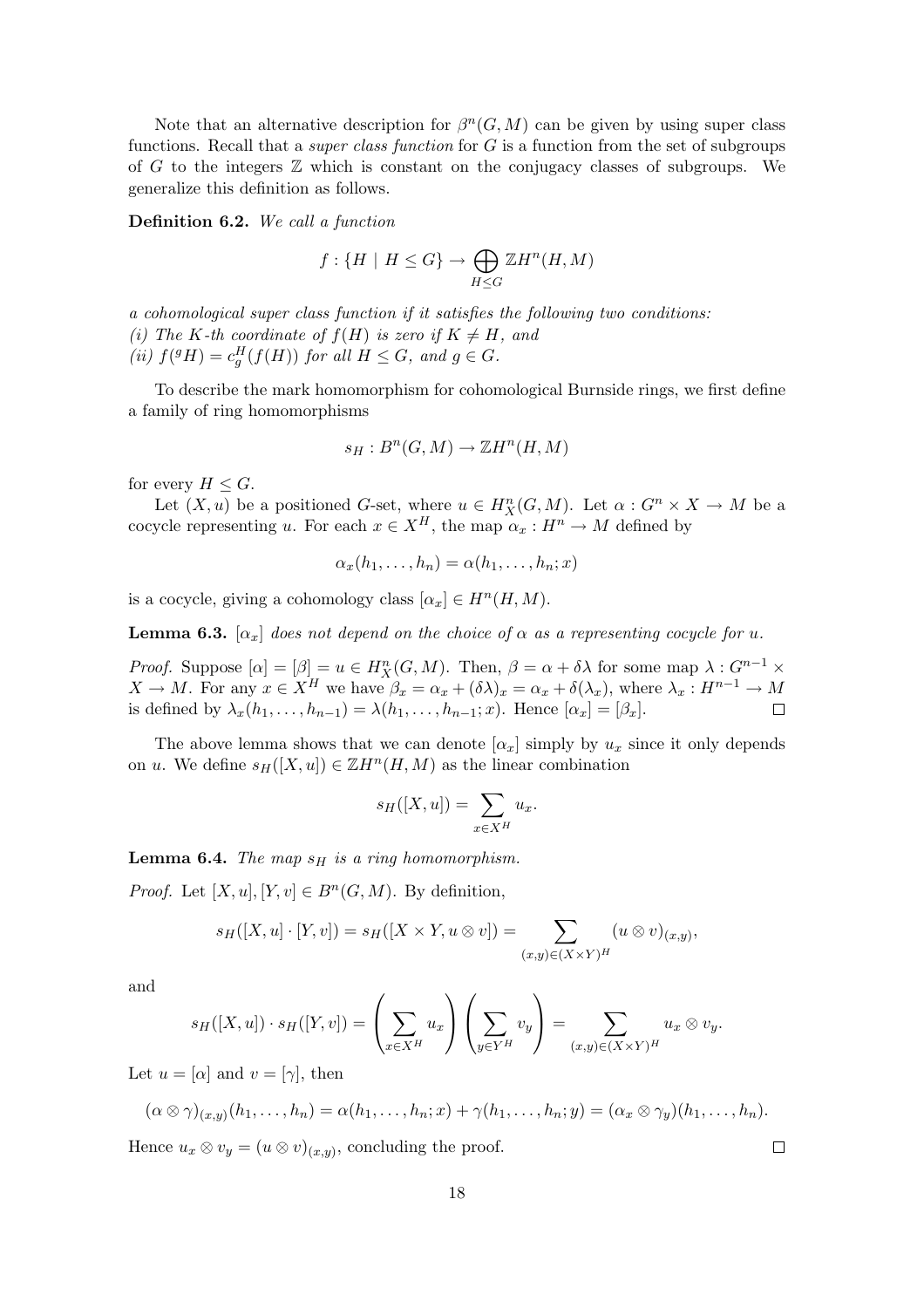Note that an alternative description for $\beta^n(G, M)$ can be given by using super class functions. Recall that a *super class function* for $G$ is a function from the set of subgroups of $G$ to the integers $\mathbb{Z}$ which is constant on the conjugacy classes of subgroups. We generalize this definition as follows.

**Definition 6.2.** *We call a function*

$$f : \{H \mid H \leq G\} \to \bigoplus_{H \leq G} \mathbb{Z}H^n(H, M)$$

*a cohomological super class function if it satisfies the following two conditions:*
*(i) The $K$-th coordinate of $f(H)$ is zero if $K \neq H$, and*
*(ii) $f({}^gH) = c_g^H(f(H))$ for all $H \leq G$, and $g \in G$.*

To describe the mark homomorphism for cohomological Burnside rings, we first define a family of ring homomorphisms

$$s_H : B^n(G, M) \to \mathbb{Z}H^n(H, M)$$

for every $H \leq G$.

Let $(X, u)$ be a positioned $G$-set, where $u \in H^n_X(G, M)$. Let $\alpha : G^n \times X \to M$ be a cocycle representing $u$. For each $x \in X^H$, the map $\alpha_x : H^n \to M$ defined by

$$\alpha_x(h_1, \ldots, h_n) = \alpha(h_1, \ldots, h_n; x)$$

is a cocycle, giving a cohomology class $[\alpha_x] \in H^n(H, M)$.

**Lemma 6.3.** *$[\alpha_x]$ does not depend on the choice of $\alpha$ as a representing cocycle for $u$.*

*Proof.* Suppose $[\alpha] = [\beta] = u \in H^n_X(G, M)$. Then, $\beta = \alpha + \delta\lambda$ for some map $\lambda : G^{n-1} \times X \to M$. For any $x \in X^H$ we have $\beta_x = \alpha_x + (\delta\lambda)_x = \alpha_x + \delta(\lambda_x)$, where $\lambda_x : H^{n-1} \to M$ is defined by $\lambda_x(h_1, \ldots, h_{n-1}) = \lambda(h_1, \ldots, h_{n-1}; x)$. Hence $[\alpha_x] = [\beta_x]$. $\square$

The above lemma shows that we can denote $[\alpha_x]$ simply by $u_x$ since it only depends on $u$. We define $s_H([X, u]) \in \mathbb{Z}H^n(H, M)$ as the linear combination

$$s_H([X, u]) = \sum_{x \in X^H} u_x.$$

**Lemma 6.4.** *The map $s_H$ is a ring homomorphism.*

*Proof.* Let $[X, u], [Y, v] \in B^n(G, M)$. By definition,

$$s_H([X, u] \cdot [Y, v]) = s_H([X \times Y, u \otimes v]) = \sum_{(x,y) \in (X \times Y)^H} (u \otimes v)_{(x,y)},$$

and

$$s_H([X, u]) \cdot s_H([Y, v]) = \left( \sum_{x \in X^H} u_x \right) \left( \sum_{y \in Y^H} v_y \right) = \sum_{(x,y) \in (X \times Y)^H} u_x \otimes v_y.$$

Let $u = [\alpha]$ and $v = [\gamma]$, then

$$(\alpha \otimes \gamma)_{(x,y)}(h_1, \ldots, h_n) = \alpha(h_1, \ldots, h_n; x) + \gamma(h_1, \ldots, h_n; y) = (\alpha_x \otimes \gamma_y)(h_1, \ldots, h_n).$$

Hence $u_x \otimes v_y = (u \otimes v)_{(x,y)}$, concluding the proof. $\square$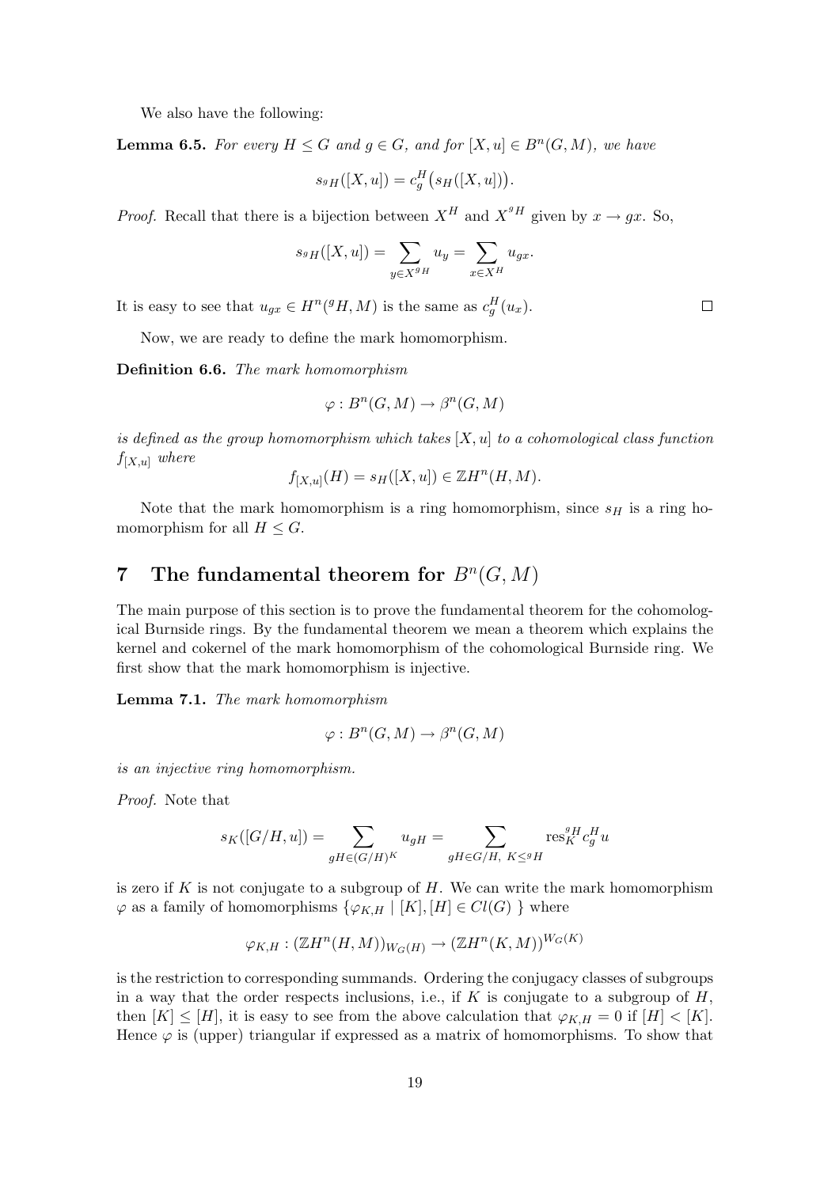We also have the following:

**Lemma 6.5.** *For every $H \leq G$ and $g \in G$, and for $[X, u] \in B^n(G, M)$, we have*

$$s_{{}^gH}([X, u]) = c_g^H\big(s_H([X, u])\big).$$

*Proof.* Recall that there is a bijection between $X^H$ and $X^{{}^gH}$ given by $x \to gx$. So,

$$s_{{}^gH}([X, u]) = \sum_{y \in X^{{}^gH}} u_y = \sum_{x \in X^H} u_{gx}.$$

It is easy to see that $u_{gx} \in H^n({}^gH, M)$ is the same as $c_g^H(u_x)$. $\square$

Now, we are ready to define the mark homomorphism.

**Definition 6.6.** *The mark homomorphism*

$$\varphi : B^n(G, M) \to \beta^n(G, M)$$

*is defined as the group homomorphism which takes $[X, u]$ to a cohomological class function $f_{[X,u]}$ where*

$$f_{[X,u]}(H) = s_H([X, u]) \in \mathbb{Z}H^n(H, M).$$

Note that the mark homomorphism is a ring homomorphism, since $s_H$ is a ring homomorphism for all $H \leq G$.

# 7 The fundamental theorem for $B^n(G, M)$

The main purpose of this section is to prove the fundamental theorem for the cohomological Burnside rings. By the fundamental theorem we mean a theorem which explains the kernel and cokernel of the mark homomorphism of the cohomological Burnside ring. We first show that the mark homomorphism is injective.

**Lemma 7.1.** *The mark homomorphism*

$$\varphi : B^n(G, M) \to \beta^n(G, M)$$

*is an injective ring homomorphism.*

*Proof.* Note that

$$s_K([G/H, u]) = \sum_{gH \in (G/H)^K} u_{gH} = \sum_{gH \in G/H,\ K \leq {}^gH} \operatorname{res}_K^{{}^gH} c_g^H u$$

is zero if $K$ is not conjugate to a subgroup of $H$. We can write the mark homomorphism $\varphi$ as a family of homomorphisms $\{\varphi_{K,H} \mid [K], [H] \in Cl(G)\ \}$ where

$$\varphi_{K,H} : (\mathbb{Z}H^n(H, M))_{W_G(H)} \to (\mathbb{Z}H^n(K, M))^{W_G(K)}$$

is the restriction to corresponding summands. Ordering the conjugacy classes of subgroups in a way that the order respects inclusions, i.e., if $K$ is conjugate to a subgroup of $H$, then $[K] \leq [H]$, it is easy to see from the above calculation that $\varphi_{K,H} = 0$ if $[H] < [K]$. Hence $\varphi$ is (upper) triangular if expressed as a matrix of homomorphisms. To show that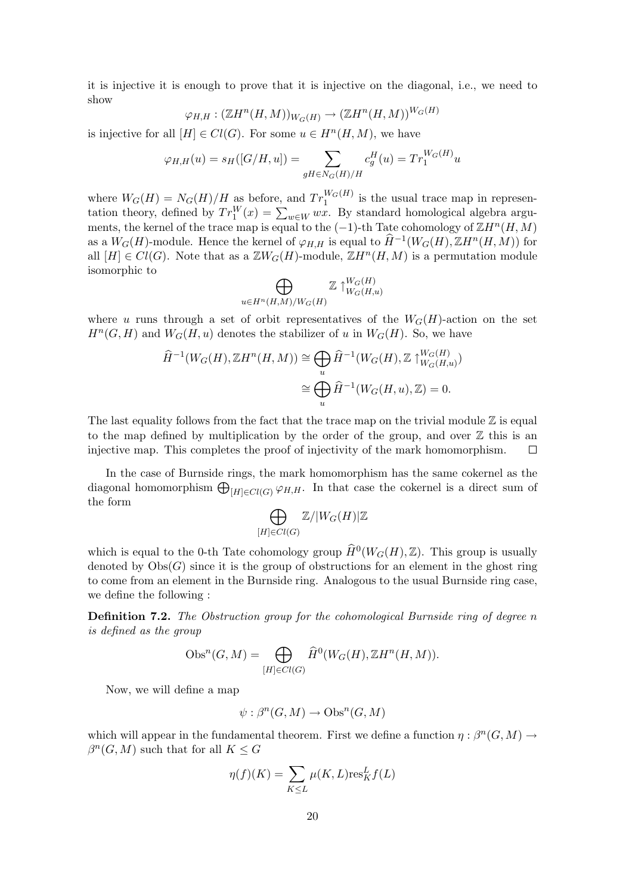it is injective it is enough to prove that it is injective on the diagonal, i.e., we need to show

$$\varphi_{H,H} : (\mathbb{Z}H^n(H,M))_{W_G(H)} \to (\mathbb{Z}H^n(H,M))^{W_G(H)}$$

is injective for all $[H] \in Cl(G)$. For some $u \in H^n(H,M)$, we have

$$\varphi_{H,H}(u) = s_H([G/H,u]) = \sum_{gH \in N_G(H)/H} c_g^H(u) = Tr_1^{W_G(H)} u$$

where $W_G(H) = N_G(H)/H$ as before, and $Tr_1^{W_G(H)}$ is the usual trace map in representation theory, defined by $Tr_1^W(x) = \sum_{w \in W} wx$. By standard homological algebra arguments, the kernel of the trace map is equal to the $(-1)$-th Tate cohomology of $\mathbb{Z}H^n(H,M)$ as a $W_G(H)$-module. Hence the kernel of $\varphi_{H,H}$ is equal to $\widehat{H}^{-1}(W_G(H), \mathbb{Z}H^n(H,M))$ for all $[H] \in Cl(G)$. Note that as a $\mathbb{Z}W_G(H)$-module, $\mathbb{Z}H^n(H,M)$ is a permutation module isomorphic to

$$\bigoplus_{u \in H^n(H,M)/W_G(H)} \mathbb{Z} \uparrow_{W_G(H,u)}^{W_G(H)}$$

where $u$ runs through a set of orbit representatives of the $W_G(H)$-action on the set $H^n(G,H)$ and $W_G(H,u)$ denotes the stabilizer of $u$ in $W_G(H)$. So, we have

$$\begin{aligned}
\widehat{H}^{-1}(W_G(H), \mathbb{Z}H^n(H,M)) &\cong \bigoplus_u \widehat{H}^{-1}(W_G(H), \mathbb{Z} \uparrow_{W_G(H,u)}^{W_G(H)}) \\
&\cong \bigoplus_u \widehat{H}^{-1}(W_G(H,u), \mathbb{Z}) = 0.
\end{aligned}$$

The last equality follows from the fact that the trace map on the trivial module $\mathbb{Z}$ is equal to the map defined by multiplication by the order of the group, and over $\mathbb{Z}$ this is an injective map. This completes the proof of injectivity of the mark homomorphism. $\square$

In the case of Burnside rings, the mark homomorphism has the same cokernel as the diagonal homomorphism $\bigoplus_{[H] \in Cl(G)} \varphi_{H,H}$. In that case the cokernel is a direct sum of the form

$$\bigoplus_{[H] \in Cl(G)} \mathbb{Z}/|W_G(H)|\mathbb{Z}$$

which is equal to the 0-th Tate cohomology group $\widehat{H}^0(W_G(H), \mathbb{Z})$. This group is usually denoted by $\mathrm{Obs}(G)$ since it is the group of obstructions for an element in the ghost ring to come from an element in the Burnside ring. Analogous to the usual Burnside ring case, we define the following :

**Definition 7.2.** *The Obstruction group for the cohomological Burnside ring of degree $n$ is defined as the group*

$$\mathrm{Obs}^n(G,M) = \bigoplus_{[H] \in Cl(G)} \widehat{H}^0(W_G(H), \mathbb{Z}H^n(H,M)).$$

Now, we will define a map

$$\psi : \beta^n(G,M) \to \mathrm{Obs}^n(G,M)$$

which will appear in the fundamental theorem. First we define a function $\eta : \beta^n(G,M) \to \beta^n(G,M)$ such that for all $K \leq G$

$$\eta(f)(K) = \sum_{K \leq L} \mu(K,L) \mathrm{res}_K^L f(L)$$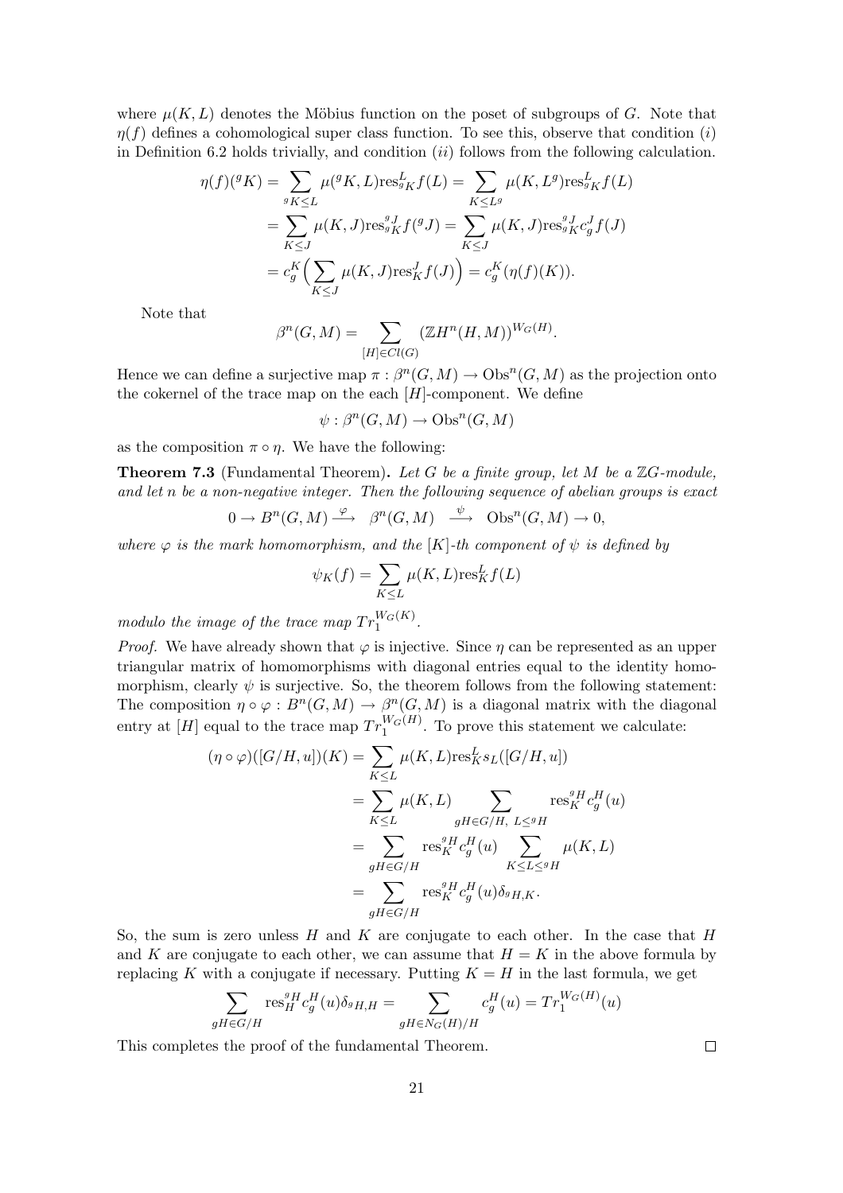where $\mu(K, L)$ denotes the Möbius function on the poset of subgroups of $G$. Note that $\eta(f)$ defines a cohomological super class function. To see this, observe that condition $(i)$ in Definition 6.2 holds trivially, and condition $(ii)$ follows from the following calculation.

$$
\begin{aligned}
\eta(f)({}^gK) &= \sum_{{}^gK \leq L} \mu({}^gK, L) \mathrm{res}^L_{{}^gK} f(L) = \sum_{K \leq L^g} \mu(K, L^g) \mathrm{res}^L_{{}^gK} f(L) \\
&= \sum_{K \leq J} \mu(K, J) \mathrm{res}^{{}^gJ}_{{}^gK} f({}^gJ) = \sum_{K \leq J} \mu(K, J) \mathrm{res}^{{}^gJ}_{{}^gK} c^J_g f(J) \\
&= c^K_g \Big( \sum_{K \leq J} \mu(K, J) \mathrm{res}^J_K f(J) \Big) = c^K_g (\eta(f)(K)).
\end{aligned}
$$

Note that

$$
\beta^n(G, M) = \sum_{[H] \in Cl(G)} (\mathbb{Z}H^n(H, M))^{W_G(H)}.
$$

Hence we can define a surjective map $\pi : \beta^n(G, M) \to \mathrm{Obs}^n(G, M)$ as the projection onto the cokernel of the trace map on the each $[H]$-component. We define

$$
\psi : \beta^n(G, M) \to \mathrm{Obs}^n(G, M)
$$

as the composition $\pi \circ \eta$. We have the following:

**Theorem 7.3** (Fundamental Theorem). *Let $G$ be a finite group, let $M$ be a $\mathbb{Z}G$-module, and let $n$ be a non-negative integer. Then the following sequence of abelian groups is exact*

$$
0 \to B^n(G, M) \xrightarrow{\ \varphi\ } \beta^n(G, M) \xrightarrow{\ \psi\ } \mathrm{Obs}^n(G, M) \to 0,
$$

*where $\varphi$ is the mark homomorphism, and the $[K]$-th component of $\psi$ is defined by*

$$
\psi_K(f) = \sum_{K \leq L} \mu(K, L) \mathrm{res}^L_K f(L)
$$

*modulo the image of the trace map $Tr_1^{W_G(K)}$.*

*Proof.* We have already shown that $\varphi$ is injective. Since $\eta$ can be represented as an upper triangular matrix of homomorphisms with diagonal entries equal to the identity homomorphism, clearly $\psi$ is surjective. So, the theorem follows from the following statement: The composition $\eta \circ \varphi : B^n(G, M) \to \beta^n(G, M)$ is a diagonal matrix with the diagonal entry at $[H]$ equal to the trace map $Tr_1^{W_G(H)}$. To prove this statement we calculate:

$$
\begin{aligned}
(\eta \circ \varphi)([G/H, u])(K) &= \sum_{K \leq L} \mu(K, L) \mathrm{res}^L_K s_L([G/H, u]) \\
&= \sum_{K \leq L} \mu(K, L) \sum_{gH \in G/H,\ L \leq {}^gH} \mathrm{res}^{{}^gH}_K c^H_g(u) \\
&= \sum_{gH \in G/H} \mathrm{res}^{{}^gH}_K c^H_g(u) \sum_{K \leq L \leq {}^gH} \mu(K, L) \\
&= \sum_{gH \in G/H} \mathrm{res}^{{}^gH}_K c^H_g(u) \delta_{{}^gH, K}.
\end{aligned}
$$

So, the sum is zero unless $H$ and $K$ are conjugate to each other. In the case that $H$ and $K$ are conjugate to each other, we can assume that $H = K$ in the above formula by replacing $K$ with a conjugate if necessary. Putting $K = H$ in the last formula, we get

$$
\sum_{gH \in G/H} \mathrm{res}^{{}^gH}_H c^H_g(u) \delta_{{}^gH, H} = \sum_{gH \in N_G(H)/H} c^H_g(u) = Tr_1^{W_G(H)}(u)
$$

This completes the proof of the fundamental Theorem. $\square$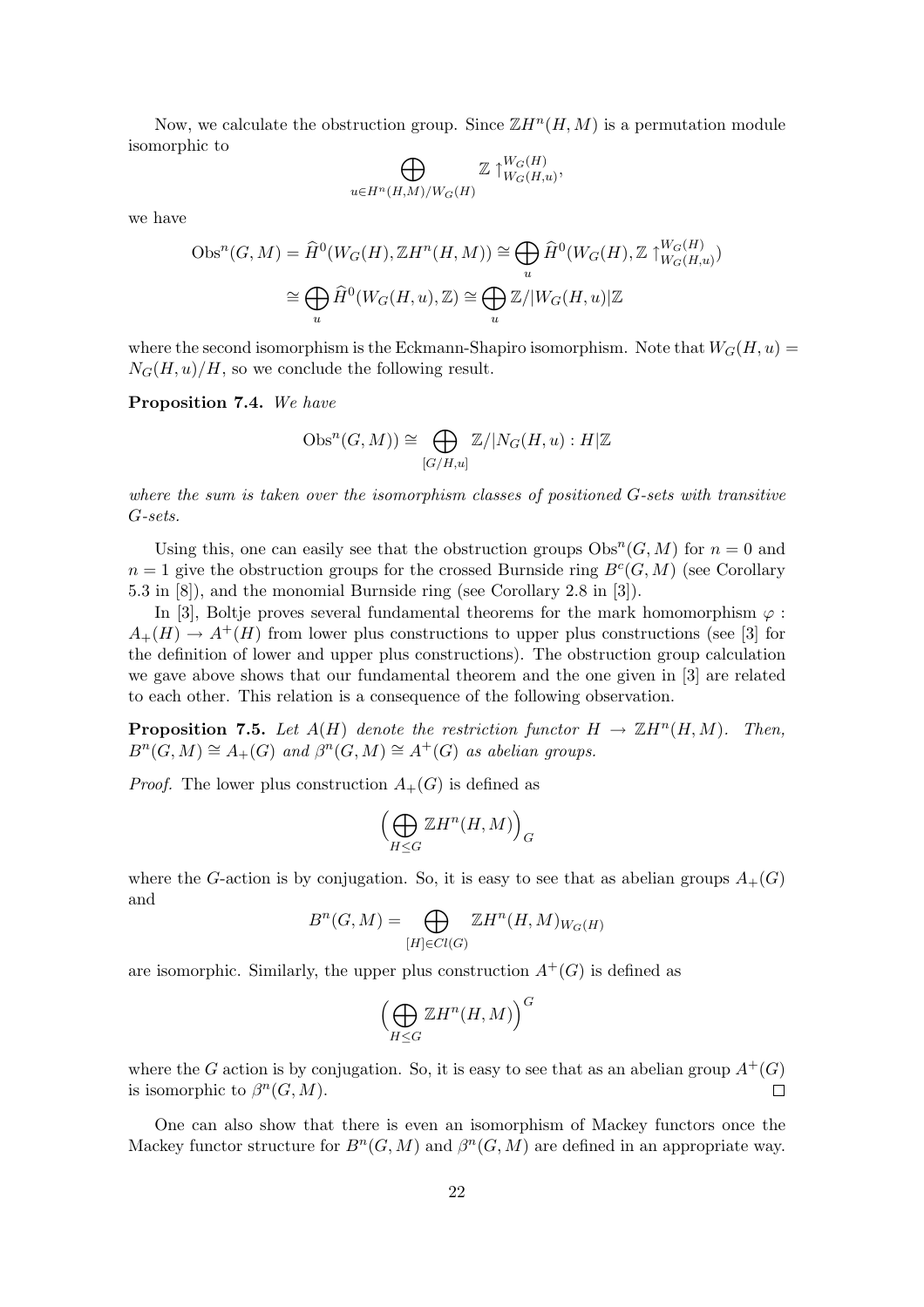Now, we calculate the obstruction group. Since $\mathbb{Z}H^n(H,M)$ is a permutation module isomorphic to

$$\bigoplus_{u\in H^n(H,M)/W_G(H)} \mathbb{Z}\uparrow_{W_G(H,u)}^{W_G(H)},$$

we have

$$\begin{aligned}\mathrm{Obs}^n(G,M) = \widehat{H}^0(W_G(H), \mathbb{Z}H^n(H,M)) &\cong \bigoplus_u \widehat{H}^0(W_G(H), \mathbb{Z}\uparrow_{W_G(H,u)}^{W_G(H)}) \\ &\cong \bigoplus_u \widehat{H}^0(W_G(H,u), \mathbb{Z}) \cong \bigoplus_u \mathbb{Z}/|W_G(H,u)|\mathbb{Z}\end{aligned}$$

where the second isomorphism is the Eckmann-Shapiro isomorphism. Note that $W_G(H,u) = N_G(H,u)/H$, so we conclude the following result.

**Proposition 7.4.** *We have*

$$\mathrm{Obs}^n(G,M)) \cong \bigoplus_{[G/H,u]} \mathbb{Z}/|N_G(H,u):H|\mathbb{Z}$$

*where the sum is taken over the isomorphism classes of positioned $G$-sets with transitive $G$-sets.*

Using this, one can easily see that the obstruction groups $\mathrm{Obs}^n(G,M)$ for $n=0$ and $n=1$ give the obstruction groups for the crossed Burnside ring $B^c(G,M)$ (see Corollary 5.3 in [8]), and the monomial Burnside ring (see Corollary 2.8 in [3]).

In [3], Boltje proves several fundamental theorems for the mark homomorphism $\varphi : A_+(H) \to A^+(H)$ from lower plus constructions to upper plus constructions (see [3] for the definition of lower and upper plus constructions). The obstruction group calculation we gave above shows that our fundamental theorem and the one given in [3] are related to each other. This relation is a consequence of the following observation.

**Proposition 7.5.** *Let $A(H)$ denote the restriction functor $H \to \mathbb{Z}H^n(H,M)$. Then, $B^n(G,M) \cong A_+(G)$ and $\beta^n(G,M) \cong A^+(G)$ as abelian groups.*

*Proof.* The lower plus construction $A_+(G)$ is defined as

$$\Big(\bigoplus_{H\leq G} \mathbb{Z}H^n(H,M)\Big)_G$$

where the $G$-action is by conjugation. So, it is easy to see that as abelian groups $A_+(G)$ and

$$B^n(G,M) = \bigoplus_{[H]\in Cl(G)} \mathbb{Z}H^n(H,M)_{W_G(H)}$$

are isomorphic. Similarly, the upper plus construction $A^+(G)$ is defined as

$$\Big(\bigoplus_{H\leq G} \mathbb{Z}H^n(H,M)\Big)^G$$

where the $G$ action is by conjugation. So, it is easy to see that as an abelian group $A^+(G)$ is isomorphic to $\beta^n(G,M)$. $\square$

One can also show that there is even an isomorphism of Mackey functors once the Mackey functor structure for $B^n(G,M)$ and $\beta^n(G,M)$ are defined in an appropriate way.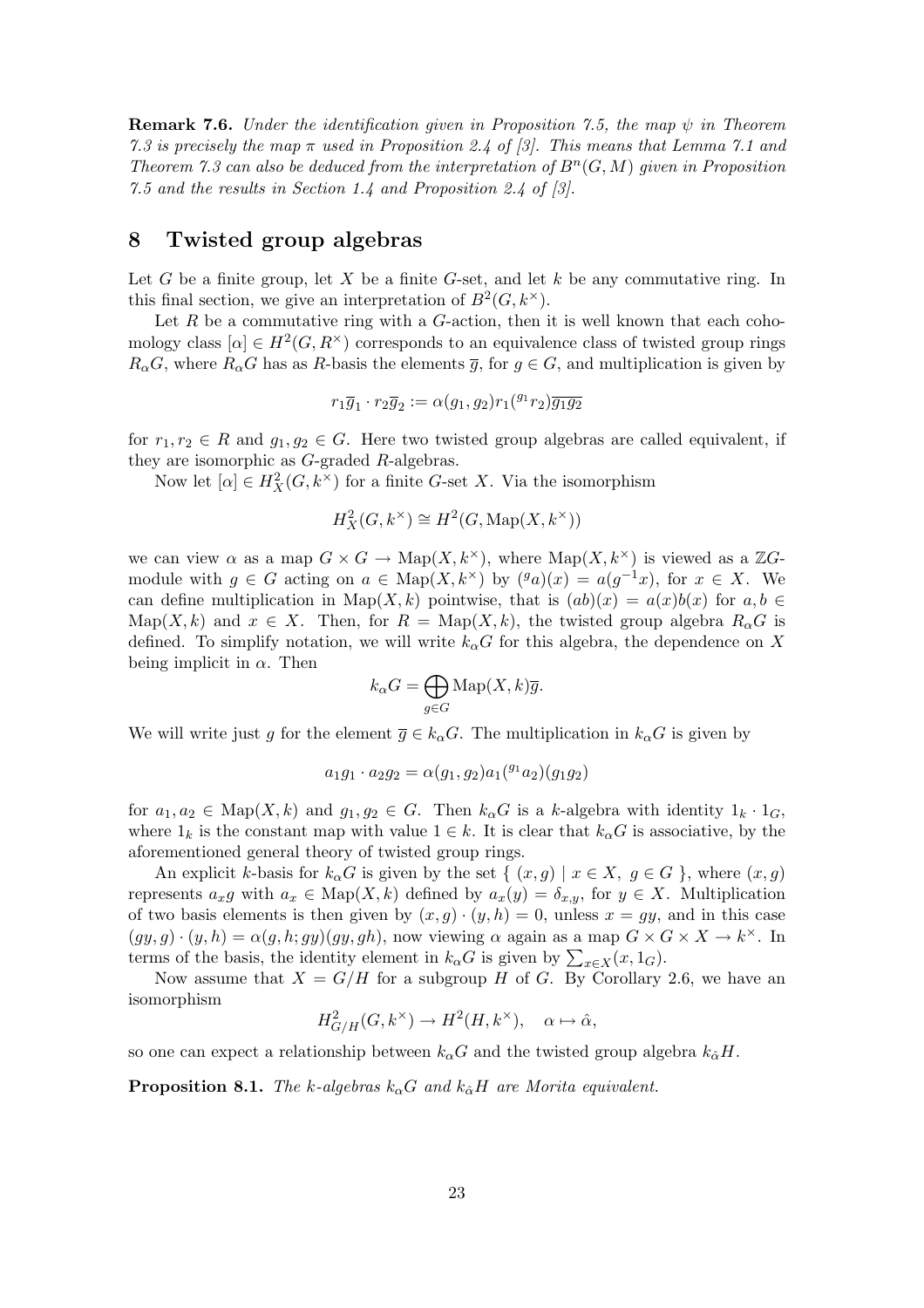**Remark 7.6.** *Under the identification given in Proposition 7.5, the map $\psi$ in Theorem 7.3 is precisely the map $\pi$ used in Proposition 2.4 of [3]. This means that Lemma 7.1 and Theorem 7.3 can also be deduced from the interpretation of $B^n(G, M)$ given in Proposition 7.5 and the results in Section 1.4 and Proposition 2.4 of [3].*

## 8 Twisted group algebras

Let $G$ be a finite group, let $X$ be a finite $G$-set, and let $k$ be any commutative ring. In this final section, we give an interpretation of $B^2(G, k^\times)$.

Let $R$ be a commutative ring with a $G$-action, then it is well known that each cohomology class $[\alpha] \in H^2(G, R^\times)$ corresponds to an equivalence class of twisted group rings $R_\alpha G$, where $R_\alpha G$ has as $R$-basis the elements $\overline{g}$, for $g \in G$, and multiplication is given by

$$r_1\overline{g}_1 \cdot r_2\overline{g}_2 := \alpha(g_1, g_2) r_1({}^{g_1}r_2)\overline{g_1 g_2}$$

for $r_1, r_2 \in R$ and $g_1, g_2 \in G$. Here two twisted group algebras are called equivalent, if they are isomorphic as $G$-graded $R$-algebras.

Now let $[\alpha] \in H^2_X(G, k^\times)$ for a finite $G$-set $X$. Via the isomorphism

$$H^2_X(G, k^\times) \cong H^2(G, \mathrm{Map}(X, k^\times))$$

we can view $\alpha$ as a map $G \times G \to \mathrm{Map}(X, k^\times)$, where $\mathrm{Map}(X, k^\times)$ is viewed as a $\mathbb{Z}G$-module with $g \in G$ acting on $a \in \mathrm{Map}(X, k^\times)$ by $({}^g a)(x) = a(g^{-1}x)$, for $x \in X$. We can define multiplication in $\mathrm{Map}(X, k)$ pointwise, that is $(ab)(x) = a(x)b(x)$ for $a, b \in \mathrm{Map}(X, k)$ and $x \in X$. Then, for $R = \mathrm{Map}(X, k)$, the twisted group algebra $R_\alpha G$ is defined. To simplify notation, we will write $k_\alpha G$ for this algebra, the dependence on $X$ being implicit in $\alpha$. Then

$$k_\alpha G = \bigoplus_{g \in G} \mathrm{Map}(X, k)\overline{g}.$$

We will write just $g$ for the element $\overline{g} \in k_\alpha G$. The multiplication in $k_\alpha G$ is given by

$$a_1 g_1 \cdot a_2 g_2 = \alpha(g_1, g_2) a_1({}^{g_1}a_2)(g_1 g_2)$$

for $a_1, a_2 \in \mathrm{Map}(X, k)$ and $g_1, g_2 \in G$. Then $k_\alpha G$ is a $k$-algebra with identity $1_k \cdot 1_G$, where $1_k$ is the constant map with value $1 \in k$. It is clear that $k_\alpha G$ is associative, by the aforementioned general theory of twisted group rings.

An explicit $k$-basis for $k_\alpha G$ is given by the set $\{\ (x, g) \mid x \in X,\ g \in G\ \}$, where $(x, g)$ represents $a_x g$ with $a_x \in \mathrm{Map}(X, k)$ defined by $a_x(y) = \delta_{x,y}$, for $y \in X$. Multiplication of two basis elements is then given by $(x, g) \cdot (y, h) = 0$, unless $x = gy$, and in this case $(gy, g) \cdot (y, h) = \alpha(g, h; gy)(gy, gh)$, now viewing $\alpha$ again as a map $G \times G \times X \to k^\times$. In terms of the basis, the identity element in $k_\alpha G$ is given by $\sum_{x \in X}(x, 1_G)$.

Now assume that $X = G/H$ for a subgroup $H$ of $G$. By Corollary 2.6, we have an isomorphism

$$H^2_{G/H}(G, k^\times) \to H^2(H, k^\times), \quad \alpha \mapsto \hat{\alpha},$$

so one can expect a relationship between $k_\alpha G$ and the twisted group algebra $k_{\hat{\alpha}} H$.

**Proposition 8.1.** *The $k$-algebras $k_\alpha G$ and $k_{\hat{\alpha}} H$ are Morita equivalent.*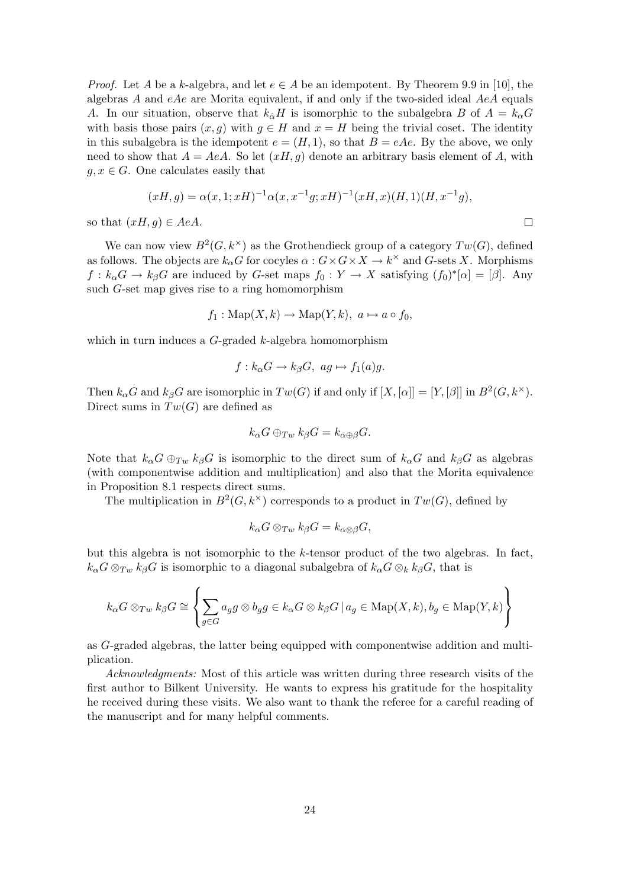*Proof.* Let $A$ be a $k$-algebra, and let $e \in A$ be an idempotent. By Theorem 9.9 in [10], the algebras $A$ and $eAe$ are Morita equivalent, if and only if the two-sided ideal $AeA$ equals $A$. In our situation, observe that $k_{\hat{\alpha}}H$ is isomorphic to the subalgebra $B$ of $A = k_\alpha G$ with basis those pairs $(x, g)$ with $g \in H$ and $x = H$ being the trivial coset. The identity in this subalgebra is the idempotent $e = (H, 1)$, so that $B = eAe$. By the above, we only need to show that $A = AeA$. So let $(xH, g)$ denote an arbitrary basis element of $A$, with $g, x \in G$. One calculates easily that

$$(xH, g) = \alpha(x, 1; xH)^{-1}\alpha(x, x^{-1}g; xH)^{-1}(xH, x)(H, 1)(H, x^{-1}g),$$

so that $(xH, g) \in AeA$. $\square$

We can now view $B^2(G, k^\times)$ as the Grothendieck group of a category $Tw(G)$, defined as follows. The objects are $k_\alpha G$ for cocyles $\alpha : G \times G \times X \to k^\times$ and $G$-sets $X$. Morphisms $f : k_\alpha G \to k_\beta G$ are induced by $G$-set maps $f_0 : Y \to X$ satisfying $(f_0)^*[\alpha] = [\beta]$. Any such $G$-set map gives rise to a ring homomorphism

$$f_1 : \mathrm{Map}(X, k) \to \mathrm{Map}(Y, k),\ a \mapsto a \circ f_0,$$

which in turn induces a $G$-graded $k$-algebra homomorphism

$$f : k_\alpha G \to k_\beta G,\ ag \mapsto f_1(a)g.$$

Then $k_\alpha G$ and $k_\beta G$ are isomorphic in $Tw(G)$ if and only if $[X, [\alpha]] = [Y, [\beta]]$ in $B^2(G, k^\times)$. Direct sums in $Tw(G)$ are defined as

$$k_\alpha G \oplus_{Tw} k_\beta G = k_{\alpha \oplus \beta} G.$$

Note that $k_\alpha G \oplus_{Tw} k_\beta G$ is isomorphic to the direct sum of $k_\alpha G$ and $k_\beta G$ as algebras (with componentwise addition and multiplication) and also that the Morita equivalence in Proposition 8.1 respects direct sums.

The multiplication in $B^2(G, k^\times)$ corresponds to a product in $Tw(G)$, defined by

$$k_\alpha G \otimes_{Tw} k_\beta G = k_{\alpha \otimes \beta} G,$$

but this algebra is not isomorphic to the $k$-tensor product of the two algebras. In fact, $k_\alpha G \otimes_{Tw} k_\beta G$ is isomorphic to a diagonal subalgebra of $k_\alpha G \otimes_k k_\beta G$, that is

$$k_\alpha G \otimes_{Tw} k_\beta G \cong \left\{ \sum_{g \in G} a_g g \otimes b_g g \in k_\alpha G \otimes k_\beta G \,\middle|\, a_g \in \mathrm{Map}(X, k), b_g \in \mathrm{Map}(Y, k) \right\}$$

as $G$-graded algebras, the latter being equipped with componentwise addition and multiplication.

*Acknowledgments:* Most of this article was written during three research visits of the first author to Bilkent University. He wants to express his gratitude for the hospitality he received during these visits. We also want to thank the referee for a careful reading of the manuscript and for many helpful comments.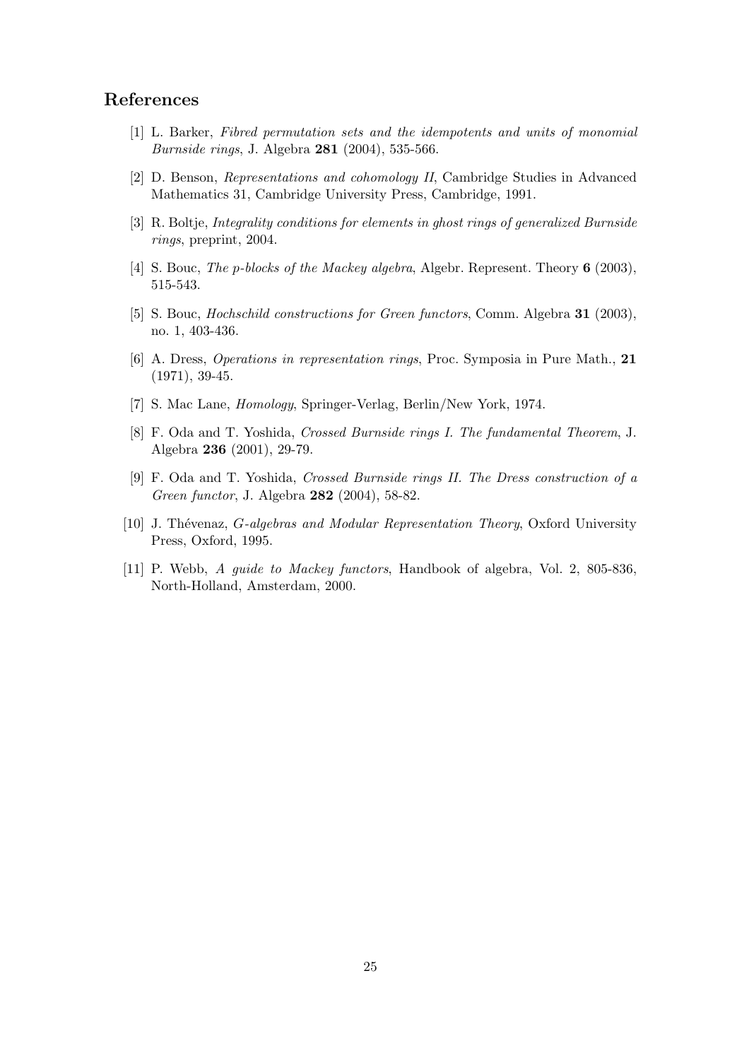## References

[1] L. Barker, *Fibred permutation sets and the idempotents and units of monomial Burnside rings*, J. Algebra **281** (2004), 535-566.

[2] D. Benson, *Representations and cohomology II*, Cambridge Studies in Advanced Mathematics 31, Cambridge University Press, Cambridge, 1991.

[3] R. Boltje, *Integrality conditions for elements in ghost rings of generalized Burnside rings*, preprint, 2004.

[4] S. Bouc, *The p-blocks of the Mackey algebra*, Algebr. Represent. Theory **6** (2003), 515-543.

[5] S. Bouc, *Hochschild constructions for Green functors*, Comm. Algebra **31** (2003), no. 1, 403-436.

[6] A. Dress, *Operations in representation rings*, Proc. Symposia in Pure Math., **21** (1971), 39-45.

[7] S. Mac Lane, *Homology*, Springer-Verlag, Berlin/New York, 1974.

[8] F. Oda and T. Yoshida, *Crossed Burnside rings I. The fundamental Theorem*, J. Algebra **236** (2001), 29-79.

[9] F. Oda and T. Yoshida, *Crossed Burnside rings II. The Dress construction of a Green functor*, J. Algebra **282** (2004), 58-82.

[10] J. Thévenaz, *G-algebras and Modular Representation Theory*, Oxford University Press, Oxford, 1995.

[11] P. Webb, *A guide to Mackey functors*, Handbook of algebra, Vol. 2, 805-836, North-Holland, Amsterdam, 2000.